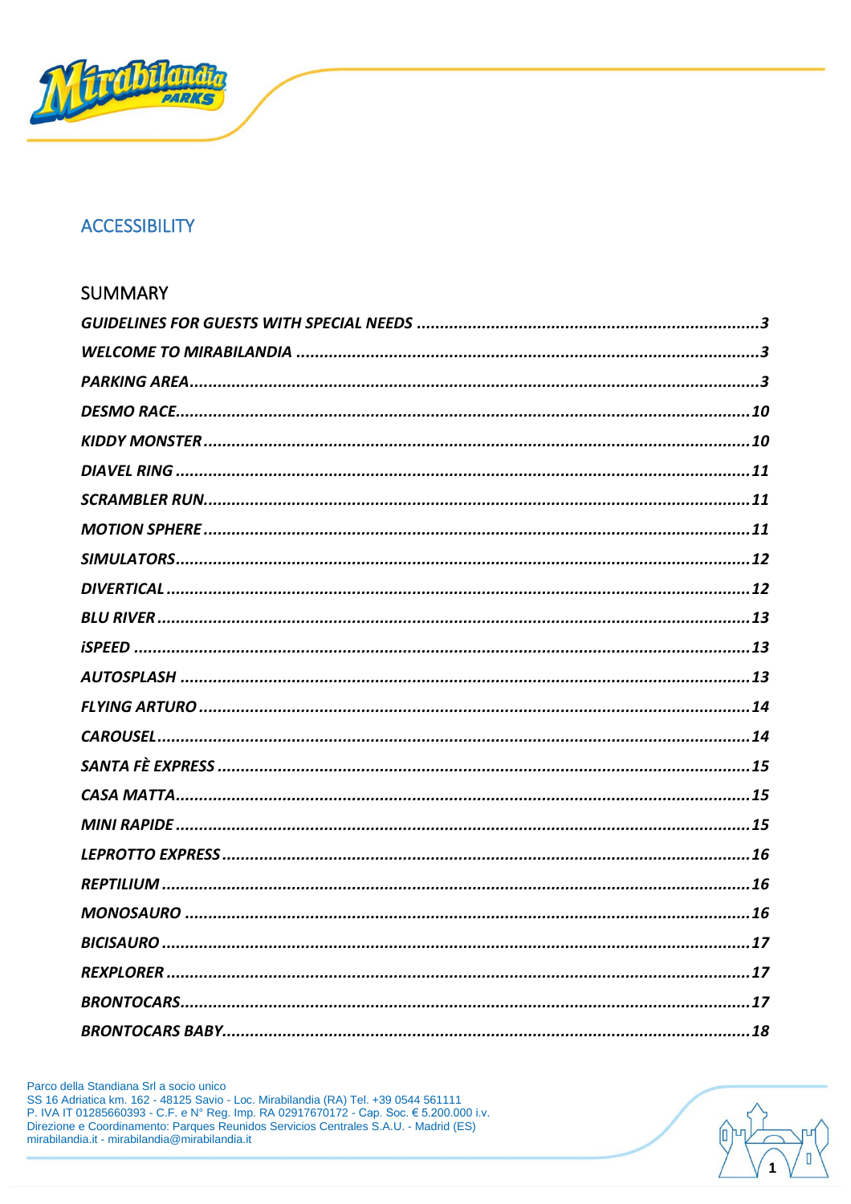# ACCESSIBILITY

## SUMMARY

***GUIDELINES FOR GUESTS WITH SPECIAL NEEDS*** ........................................................................... 3

***WELCOME TO MIRABILANDIA*** ........................................................................................................ 3

***PARKING AREA*** ............................................................................................................................... 3

***DESMO RACE*** ................................................................................................................................ 10

***KIDDY MONSTER*** .......................................................................................................................... 10

***DIAVEL RING*** ................................................................................................................................ 11

***SCRAMBLER RUN*** .......................................................................................................................... 11

***MOTION SPHERE*** ........................................................................................................................ 11

***SIMULATORS*** ............................................................................................................................... 12

***DIVERTICAL*** ................................................................................................................................. 12

***BLU RIVER*** ................................................................................................................................... 13

***iSPEED*** ........................................................................................................................................ 13

***AUTOSPLASH*** .............................................................................................................................. 13

***FLYING ARTURO*** ........................................................................................................................... 14

***CAROUSEL*** .................................................................................................................................. 14

***SANTA FÈ EXPRESS*** ...................................................................................................................... 15

***CASA MATTA*** ............................................................................................................................... 15

***MINI RAPIDE*** ............................................................................................................................... 15

***LEPROTTO EXPRESS*** ..................................................................................................................... 16

***REPTILIUM*** .................................................................................................................................. 16

***MONOSAURO*** ............................................................................................................................. 16

***BICISAURO*** .................................................................................................................................. 17

***REXPLORER*** ................................................................................................................................. 17

***BRONTOCARS*** ............................................................................................................................. 17

***BRONTOCARS BABY*** ..................................................................................................................... 18

Parco della Standiana Srl a socio unico
SS 16 Adriatica km. 162 - 48125 Savio - Loc. Mirabilandia (RA) Tel. +39 0544 561111
P. IVA IT 01285660393 - C.F. e N° Reg. Imp. RA 02917670172 - Cap. Soc. € 5.200.000 i.v.
Direzione e Coordinamento: Parques Reunidos Servicios Centrales S.A.U. - Madrid (ES)
mirabilandia.it - mirabilandia@mirabilandia.it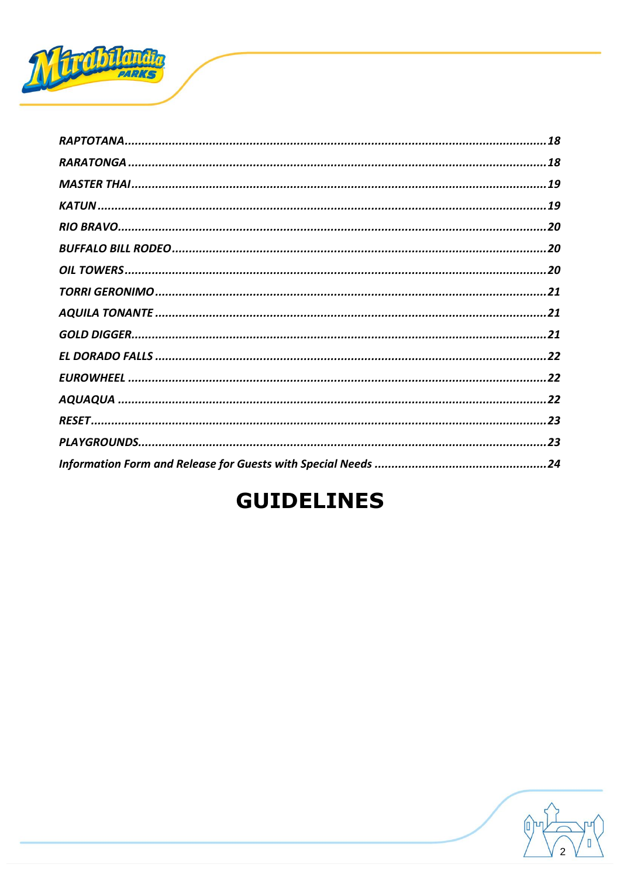*RAPTOTANA*............................................................................................................................18
*RARATONGA*...........................................................................................................................18
*MASTER THAI*..........................................................................................................................19
*KATUN*....................................................................................................................................19
*RIO BRAVO*..............................................................................................................................20
*BUFFALO BILL RODEO*..............................................................................................................20
*OIL TOWERS*............................................................................................................................20
*TORRI GERONIMO*...................................................................................................................21
*AQUILA TONANTE*...................................................................................................................21
*GOLD DIGGER*.........................................................................................................................21
*EL DORADO FALLS*...................................................................................................................22
*EUROWHEEL*...........................................................................................................................22
*AQUAQUA*...............................................................................................................................22
*RESET*......................................................................................................................................23
*PLAYGROUNDS*........................................................................................................................23
*Information Form and Release for Guests with Special Needs*.....................................................24

# GUIDELINES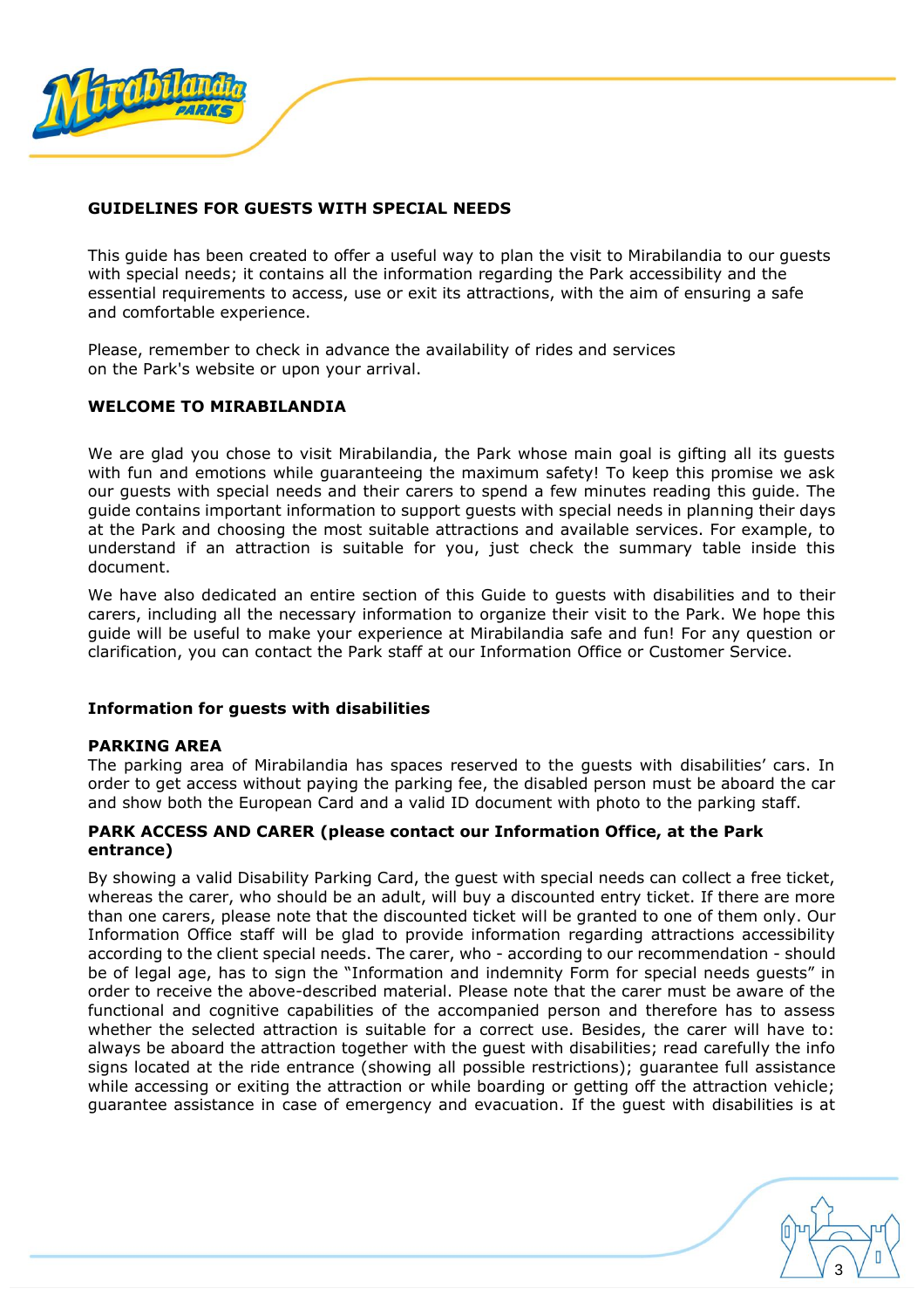## GUIDELINES FOR GUESTS WITH SPECIAL NEEDS

This guide has been created to offer a useful way to plan the visit to Mirabilandia to our guests with special needs; it contains all the information regarding the Park accessibility and the essential requirements to access, use or exit its attractions, with the aim of ensuring a safe and comfortable experience.

Please, remember to check in advance the availability of rides and services on the Park's website or upon your arrival.

## WELCOME TO MIRABILANDIA

We are glad you chose to visit Mirabilandia, the Park whose main goal is gifting all its guests with fun and emotions while guaranteeing the maximum safety! To keep this promise we ask our guests with special needs and their carers to spend a few minutes reading this guide. The guide contains important information to support guests with special needs in planning their days at the Park and choosing the most suitable attractions and available services. For example, to understand if an attraction is suitable for you, just check the summary table inside this document.

We have also dedicated an entire section of this Guide to guests with disabilities and to their carers, including all the necessary information to organize their visit to the Park. We hope this guide will be useful to make your experience at Mirabilandia safe and fun! For any question or clarification, you can contact the Park staff at our Information Office or Customer Service.

### Information for guests with disabilities

**PARKING AREA**

The parking area of Mirabilandia has spaces reserved to the guests with disabilities' cars. In order to get access without paying the parking fee, the disabled person must be aboard the car and show both the European Card and a valid ID document with photo to the parking staff.

**PARK ACCESS AND CARER (please contact our Information Office, at the Park entrance)**

By showing a valid Disability Parking Card, the guest with special needs can collect a free ticket, whereas the carer, who should be an adult, will buy a discounted entry ticket. If there are more than one carers, please note that the discounted ticket will be granted to one of them only. Our Information Office staff will be glad to provide information regarding attractions accessibility according to the client special needs. The carer, who - according to our recommendation - should be of legal age, has to sign the "Information and indemnity Form for special needs guests" in order to receive the above-described material. Please note that the carer must be aware of the functional and cognitive capabilities of the accompanied person and therefore has to assess whether the selected attraction is suitable for a correct use. Besides, the carer will have to: always be aboard the attraction together with the guest with disabilities; read carefully the info signs located at the ride entrance (showing all possible restrictions); guarantee full assistance while accessing or exiting the attraction or while boarding or getting off the attraction vehicle; guarantee assistance in case of emergency and evacuation. If the guest with disabilities is at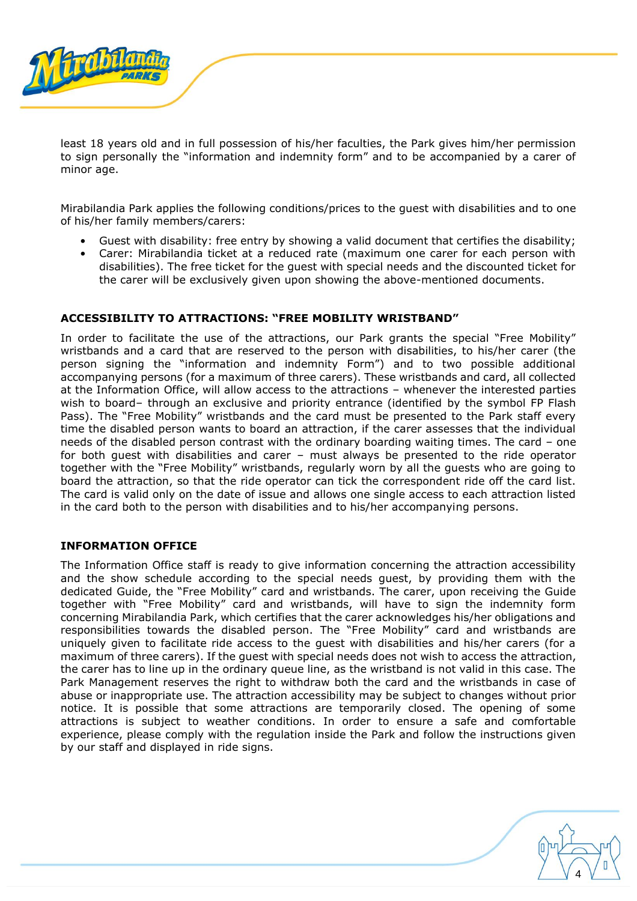least 18 years old and in full possession of his/her faculties, the Park gives him/her permission to sign personally the "information and indemnity form" and to be accompanied by a carer of minor age.

Mirabilandia Park applies the following conditions/prices to the guest with disabilities and to one of his/her family members/carers:

- Guest with disability: free entry by showing a valid document that certifies the disability;
- Carer: Mirabilandia ticket at a reduced rate (maximum one carer for each person with disabilities). The free ticket for the guest with special needs and the discounted ticket for the carer will be exclusively given upon showing the above-mentioned documents.

## ACCESSIBILITY TO ATTRACTIONS: "FREE MOBILITY WRISTBAND"

In order to facilitate the use of the attractions, our Park grants the special "Free Mobility" wristbands and a card that are reserved to the person with disabilities, to his/her carer (the person signing the "information and indemnity Form") and to two possible additional accompanying persons (for a maximum of three carers). These wristbands and card, all collected at the Information Office, will allow access to the attractions – whenever the interested parties wish to board– through an exclusive and priority entrance (identified by the symbol FP Flash Pass). The "Free Mobility" wristbands and the card must be presented to the Park staff every time the disabled person wants to board an attraction, if the carer assesses that the individual needs of the disabled person contrast with the ordinary boarding waiting times. The card – one for both guest with disabilities and carer – must always be presented to the ride operator together with the "Free Mobility" wristbands, regularly worn by all the guests who are going to board the attraction, so that the ride operator can tick the correspondent ride off the card list. The card is valid only on the date of issue and allows one single access to each attraction listed in the card both to the person with disabilities and to his/her accompanying persons.

## INFORMATION OFFICE

The Information Office staff is ready to give information concerning the attraction accessibility and the show schedule according to the special needs guest, by providing them with the dedicated Guide, the "Free Mobility" card and wristbands. The carer, upon receiving the Guide together with "Free Mobility" card and wristbands, will have to sign the indemnity form concerning Mirabilandia Park, which certifies that the carer acknowledges his/her obligations and responsibilities towards the disabled person. The "Free Mobility" card and wristbands are uniquely given to facilitate ride access to the guest with disabilities and his/her carers (for a maximum of three carers). If the guest with special needs does not wish to access the attraction, the carer has to line up in the ordinary queue line, as the wristband is not valid in this case. The Park Management reserves the right to withdraw both the card and the wristbands in case of abuse or inappropriate use. The attraction accessibility may be subject to changes without prior notice. It is possible that some attractions are temporarily closed. The opening of some attractions is subject to weather conditions. In order to ensure a safe and comfortable experience, please comply with the regulation inside the Park and follow the instructions given by our staff and displayed in ride signs.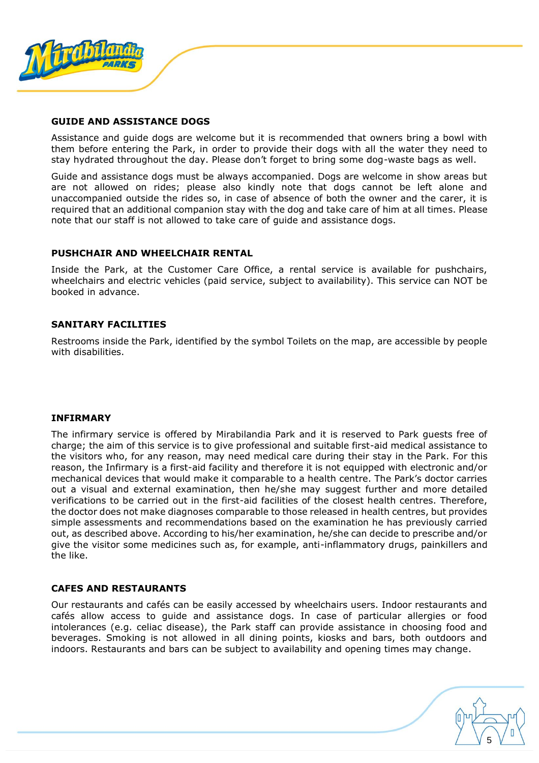### GUIDE AND ASSISTANCE DOGS

Assistance and guide dogs are welcome but it is recommended that owners bring a bowl with them before entering the Park, in order to provide their dogs with all the water they need to stay hydrated throughout the day. Please don't forget to bring some dog-waste bags as well.

Guide and assistance dogs must be always accompanied. Dogs are welcome in show areas but are not allowed on rides; please also kindly note that dogs cannot be left alone and unaccompanied outside the rides so, in case of absence of both the owner and the carer, it is required that an additional companion stay with the dog and take care of him at all times. Please note that our staff is not allowed to take care of guide and assistance dogs.

### PUSHCHAIR AND WHEELCHAIR RENTAL

Inside the Park, at the Customer Care Office, a rental service is available for pushchairs, wheelchairs and electric vehicles (paid service, subject to availability). This service can NOT be booked in advance.

### SANITARY FACILITIES

Restrooms inside the Park, identified by the symbol Toilets on the map, are accessible by people with disabilities.

### INFIRMARY

The infirmary service is offered by Mirabilandia Park and it is reserved to Park guests free of charge; the aim of this service is to give professional and suitable first-aid medical assistance to the visitors who, for any reason, may need medical care during their stay in the Park. For this reason, the Infirmary is a first-aid facility and therefore it is not equipped with electronic and/or mechanical devices that would make it comparable to a health centre. The Park's doctor carries out a visual and external examination, then he/she may suggest further and more detailed verifications to be carried out in the first-aid facilities of the closest health centres. Therefore, the doctor does not make diagnoses comparable to those released in health centres, but provides simple assessments and recommendations based on the examination he has previously carried out, as described above. According to his/her examination, he/she can decide to prescribe and/or give the visitor some medicines such as, for example, anti-inflammatory drugs, painkillers and the like.

### CAFES AND RESTAURANTS

Our restaurants and cafés can be easily accessed by wheelchairs users. Indoor restaurants and cafés allow access to guide and assistance dogs. In case of particular allergies or food intolerances (e.g. celiac disease), the Park staff can provide assistance in choosing food and beverages. Smoking is not allowed in all dining points, kiosks and bars, both outdoors and indoors. Restaurants and bars can be subject to availability and opening times may change.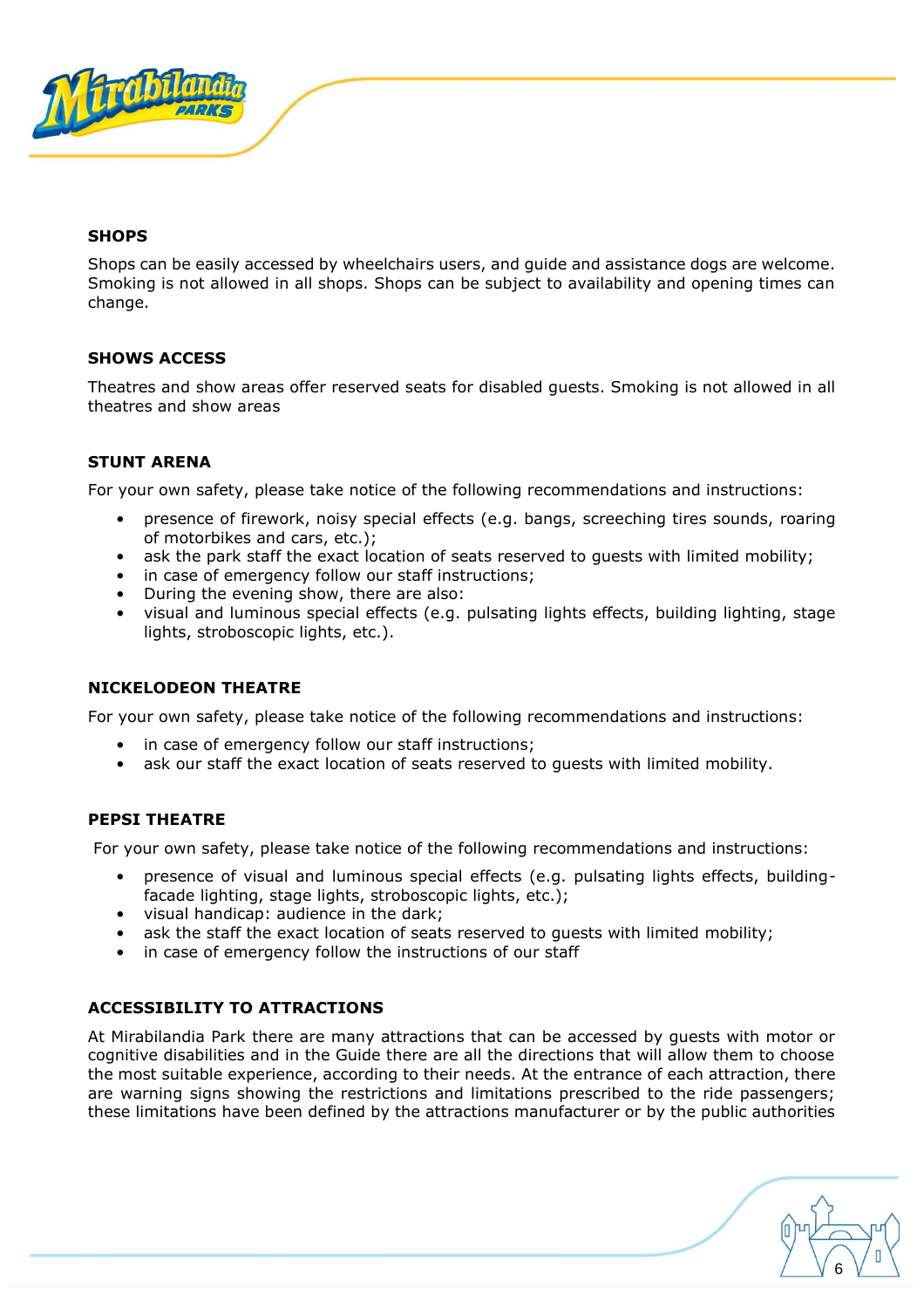## SHOPS

Shops can be easily accessed by wheelchairs users, and guide and assistance dogs are welcome. Smoking is not allowed in all shops. Shops can be subject to availability and opening times can change.

## SHOWS ACCESS

Theatres and show areas offer reserved seats for disabled guests. Smoking is not allowed in all theatres and show areas

## STUNT ARENA

For your own safety, please take notice of the following recommendations and instructions:

- presence of firework, noisy special effects (e.g. bangs, screeching tires sounds, roaring of motorbikes and cars, etc.);
- ask the park staff the exact location of seats reserved to guests with limited mobility;
- in case of emergency follow our staff instructions;
- During the evening show, there are also:
- visual and luminous special effects (e.g. pulsating lights effects, building lighting, stage lights, stroboscopic lights, etc.).

## NICKELODEON THEATRE

For your own safety, please take notice of the following recommendations and instructions:

- in case of emergency follow our staff instructions;
- ask our staff the exact location of seats reserved to guests with limited mobility.

## PEPSI THEATRE

For your own safety, please take notice of the following recommendations and instructions:

- presence of visual and luminous special effects (e.g. pulsating lights effects, building-facade lighting, stage lights, stroboscopic lights, etc.);
- visual handicap: audience in the dark;
- ask the staff the exact location of seats reserved to guests with limited mobility;
- in case of emergency follow the instructions of our staff

## ACCESSIBILITY TO ATTRACTIONS

At Mirabilandia Park there are many attractions that can be accessed by guests with motor or cognitive disabilities and in the Guide there are all the directions that will allow them to choose the most suitable experience, according to their needs. At the entrance of each attraction, there are warning signs showing the restrictions and limitations prescribed to the ride passengers; these limitations have been defined by the attractions manufacturer or by the public authorities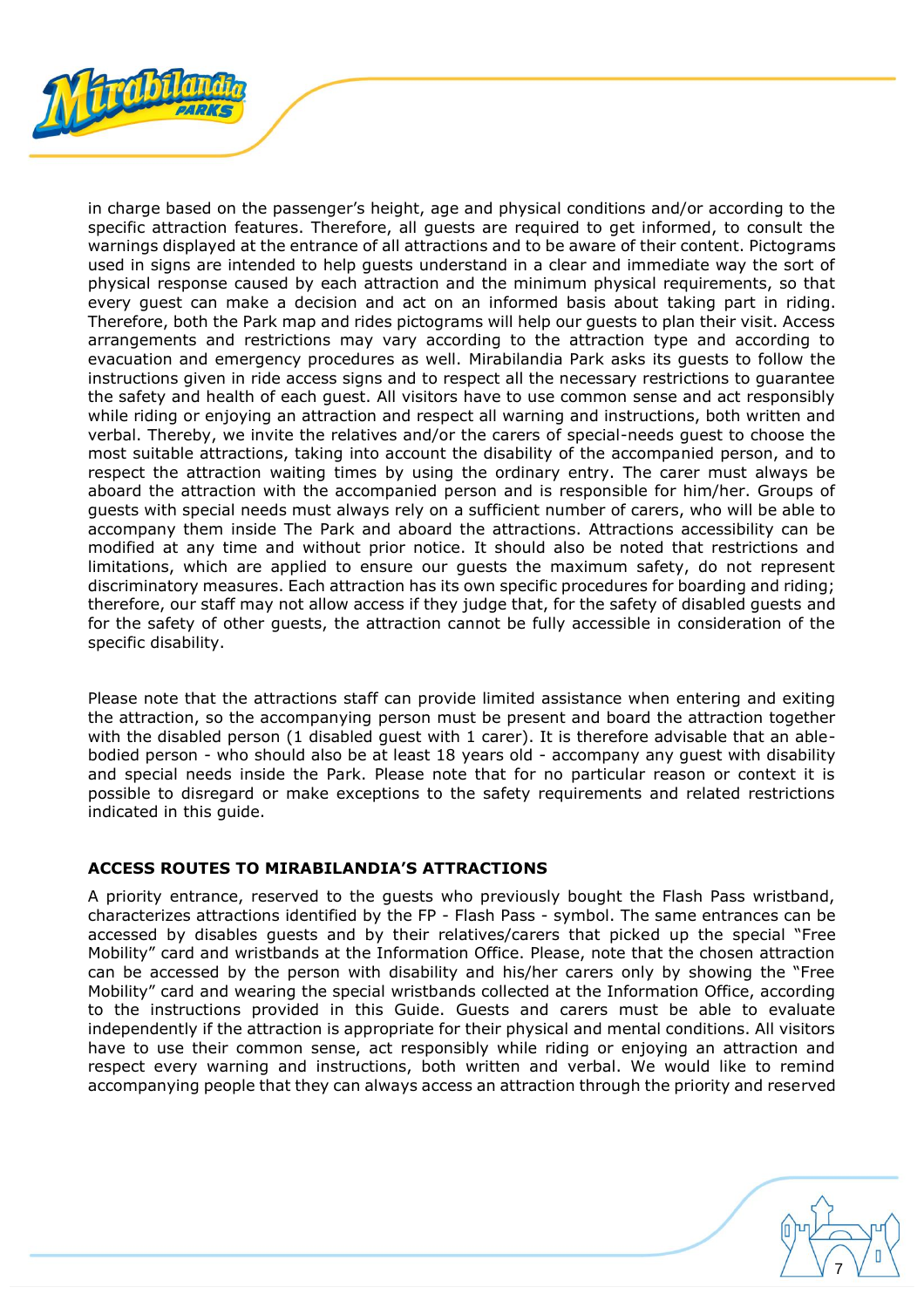in charge based on the passenger's height, age and physical conditions and/or according to the specific attraction features. Therefore, all guests are required to get informed, to consult the warnings displayed at the entrance of all attractions and to be aware of their content. Pictograms used in signs are intended to help guests understand in a clear and immediate way the sort of physical response caused by each attraction and the minimum physical requirements, so that every guest can make a decision and act on an informed basis about taking part in riding. Therefore, both the Park map and rides pictograms will help our guests to plan their visit. Access arrangements and restrictions may vary according to the attraction type and according to evacuation and emergency procedures as well. Mirabilandia Park asks its guests to follow the instructions given in ride access signs and to respect all the necessary restrictions to guarantee the safety and health of each guest. All visitors have to use common sense and act responsibly while riding or enjoying an attraction and respect all warning and instructions, both written and verbal. Thereby, we invite the relatives and/or the carers of special-needs guest to choose the most suitable attractions, taking into account the disability of the accompanied person, and to respect the attraction waiting times by using the ordinary entry. The carer must always be aboard the attraction with the accompanied person and is responsible for him/her. Groups of guests with special needs must always rely on a sufficient number of carers, who will be able to accompany them inside The Park and aboard the attractions. Attractions accessibility can be modified at any time and without prior notice. It should also be noted that restrictions and limitations, which are applied to ensure our guests the maximum safety, do not represent discriminatory measures. Each attraction has its own specific procedures for boarding and riding; therefore, our staff may not allow access if they judge that, for the safety of disabled guests and for the safety of other guests, the attraction cannot be fully accessible in consideration of the specific disability.

Please note that the attractions staff can provide limited assistance when entering and exiting the attraction, so the accompanying person must be present and board the attraction together with the disabled person (1 disabled guest with 1 carer). It is therefore advisable that an able-bodied person - who should also be at least 18 years old - accompany any guest with disability and special needs inside the Park. Please note that for no particular reason or context it is possible to disregard or make exceptions to the safety requirements and related restrictions indicated in this guide.

## ACCESS ROUTES TO MIRABILANDIA'S ATTRACTIONS

A priority entrance, reserved to the guests who previously bought the Flash Pass wristband, characterizes attractions identified by the FP - Flash Pass - symbol. The same entrances can be accessed by disables guests and by their relatives/carers that picked up the special "Free Mobility" card and wristbands at the Information Office. Please, note that the chosen attraction can be accessed by the person with disability and his/her carers only by showing the "Free Mobility" card and wearing the special wristbands collected at the Information Office, according to the instructions provided in this Guide. Guests and carers must be able to evaluate independently if the attraction is appropriate for their physical and mental conditions. All visitors have to use their common sense, act responsibly while riding or enjoying an attraction and respect every warning and instructions, both written and verbal. We would like to remind accompanying people that they can always access an attraction through the priority and reserved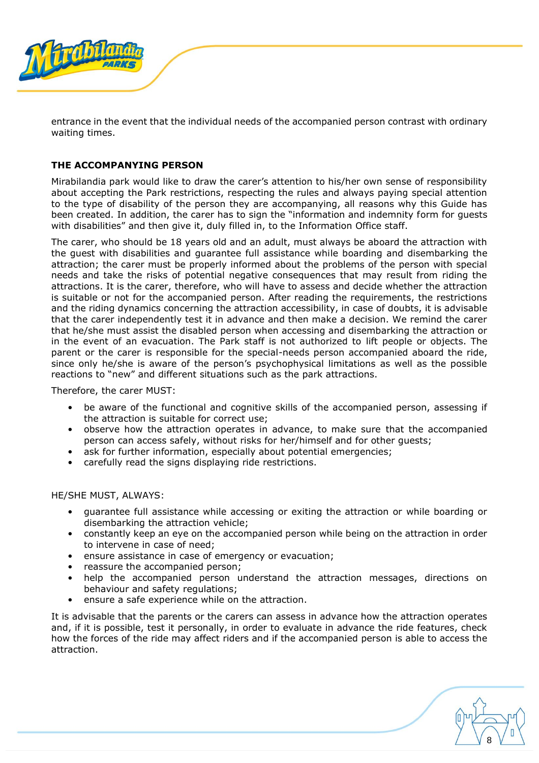entrance in the event that the individual needs of the accompanied person contrast with ordinary waiting times.

## THE ACCOMPANYING PERSON

Mirabilandia park would like to draw the carer's attention to his/her own sense of responsibility about accepting the Park restrictions, respecting the rules and always paying special attention to the type of disability of the person they are accompanying, all reasons why this Guide has been created. In addition, the carer has to sign the "information and indemnity form for guests with disabilities" and then give it, duly filled in, to the Information Office staff.

The carer, who should be 18 years old and an adult, must always be aboard the attraction with the guest with disabilities and guarantee full assistance while boarding and disembarking the attraction; the carer must be properly informed about the problems of the person with special needs and take the risks of potential negative consequences that may result from riding the attractions. It is the carer, therefore, who will have to assess and decide whether the attraction is suitable or not for the accompanied person. After reading the requirements, the restrictions and the riding dynamics concerning the attraction accessibility, in case of doubts, it is advisable that the carer independently test it in advance and then make a decision. We remind the carer that he/she must assist the disabled person when accessing and disembarking the attraction or in the event of an evacuation. The Park staff is not authorized to lift people or objects. The parent or the carer is responsible for the special-needs person accompanied aboard the ride, since only he/she is aware of the person's psychophysical limitations as well as the possible reactions to "new" and different situations such as the park attractions.

Therefore, the carer MUST:

- be aware of the functional and cognitive skills of the accompanied person, assessing if the attraction is suitable for correct use;
- observe how the attraction operates in advance, to make sure that the accompanied person can access safely, without risks for her/himself and for other guests;
- ask for further information, especially about potential emergencies;
- carefully read the signs displaying ride restrictions.

HE/SHE MUST, ALWAYS:

- guarantee full assistance while accessing or exiting the attraction or while boarding or disembarking the attraction vehicle;
- constantly keep an eye on the accompanied person while being on the attraction in order to intervene in case of need;
- ensure assistance in case of emergency or evacuation;
- reassure the accompanied person;
- help the accompanied person understand the attraction messages, directions on behaviour and safety regulations;
- ensure a safe experience while on the attraction.

It is advisable that the parents or the carers can assess in advance how the attraction operates and, if it is possible, test it personally, in order to evaluate in advance the ride features, check how the forces of the ride may affect riders and if the accompanied person is able to access the attraction.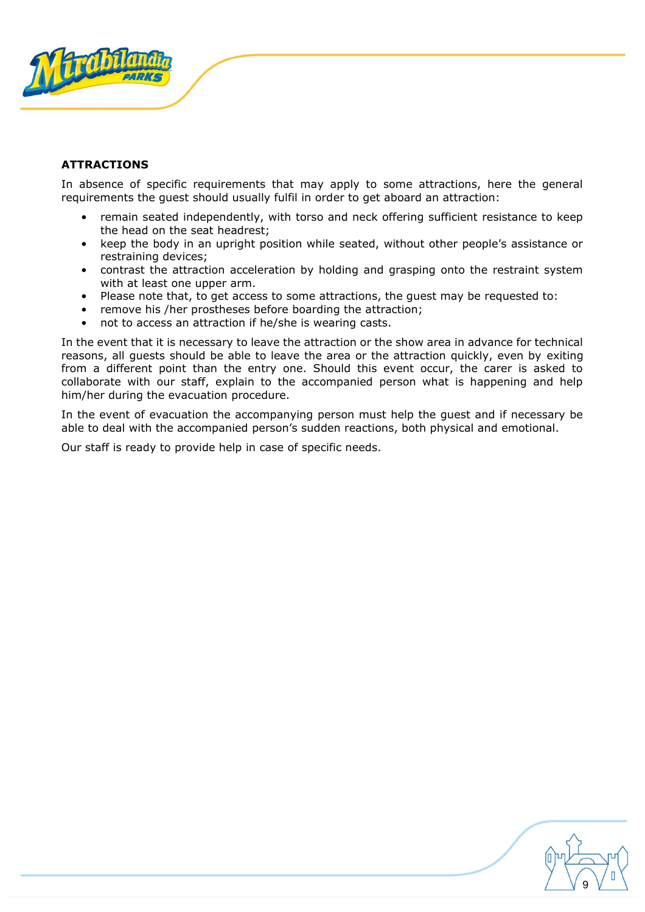## ATTRACTIONS

In absence of specific requirements that may apply to some attractions, here the general requirements the guest should usually fulfil in order to get aboard an attraction:

- remain seated independently, with torso and neck offering sufficient resistance to keep the head on the seat headrest;
- keep the body in an upright position while seated, without other people's assistance or restraining devices;
- contrast the attraction acceleration by holding and grasping onto the restraint system with at least one upper arm.
- Please note that, to get access to some attractions, the guest may be requested to:
- remove his /her prostheses before boarding the attraction;
- not to access an attraction if he/she is wearing casts.

In the event that it is necessary to leave the attraction or the show area in advance for technical reasons, all guests should be able to leave the area or the attraction quickly, even by exiting from a different point than the entry one. Should this event occur, the carer is asked to collaborate with our staff, explain to the accompanied person what is happening and help him/her during the evacuation procedure.

In the event of evacuation the accompanying person must help the guest and if necessary be able to deal with the accompanied person's sudden reactions, both physical and emotional.

Our staff is ready to provide help in case of specific needs.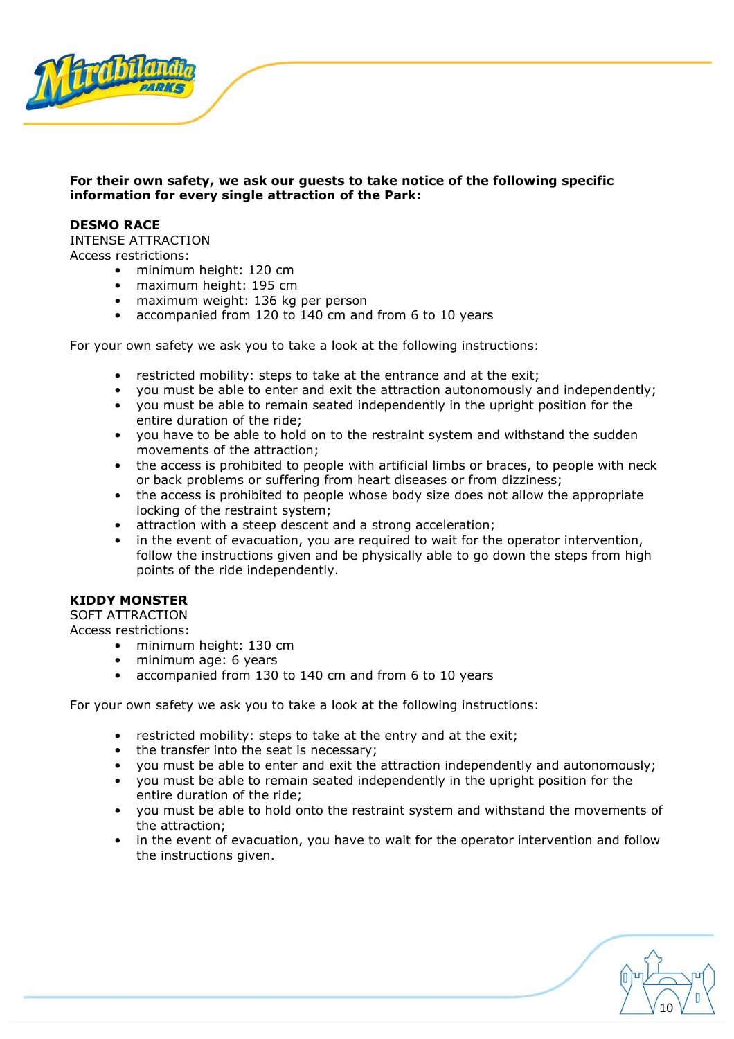**For their own safety, we ask our guests to take notice of the following specific information for every single attraction of the Park:**

**DESMO RACE**

INTENSE ATTRACTION

Access restrictions:

- minimum height: 120 cm
- maximum height: 195 cm
- maximum weight: 136 kg per person
- accompanied from 120 to 140 cm and from 6 to 10 years

For your own safety we ask you to take a look at the following instructions:

- restricted mobility: steps to take at the entrance and at the exit;
- you must be able to enter and exit the attraction autonomously and independently;
- you must be able to remain seated independently in the upright position for the entire duration of the ride;
- you have to be able to hold on to the restraint system and withstand the sudden movements of the attraction;
- the access is prohibited to people with artificial limbs or braces, to people with neck or back problems or suffering from heart diseases or from dizziness;
- the access is prohibited to people whose body size does not allow the appropriate locking of the restraint system;
- attraction with a steep descent and a strong acceleration;
- in the event of evacuation, you are required to wait for the operator intervention, follow the instructions given and be physically able to go down the steps from high points of the ride independently.

**KIDDY MONSTER**

SOFT ATTRACTION

Access restrictions:

- minimum height: 130 cm
- minimum age: 6 years
- accompanied from 130 to 140 cm and from 6 to 10 years

For your own safety we ask you to take a look at the following instructions:

- restricted mobility: steps to take at the entry and at the exit;
- the transfer into the seat is necessary;
- you must be able to enter and exit the attraction independently and autonomously;
- you must be able to remain seated independently in the upright position for the entire duration of the ride;
- you must be able to hold onto the restraint system and withstand the movements of the attraction;
- in the event of evacuation, you have to wait for the operator intervention and follow the instructions given.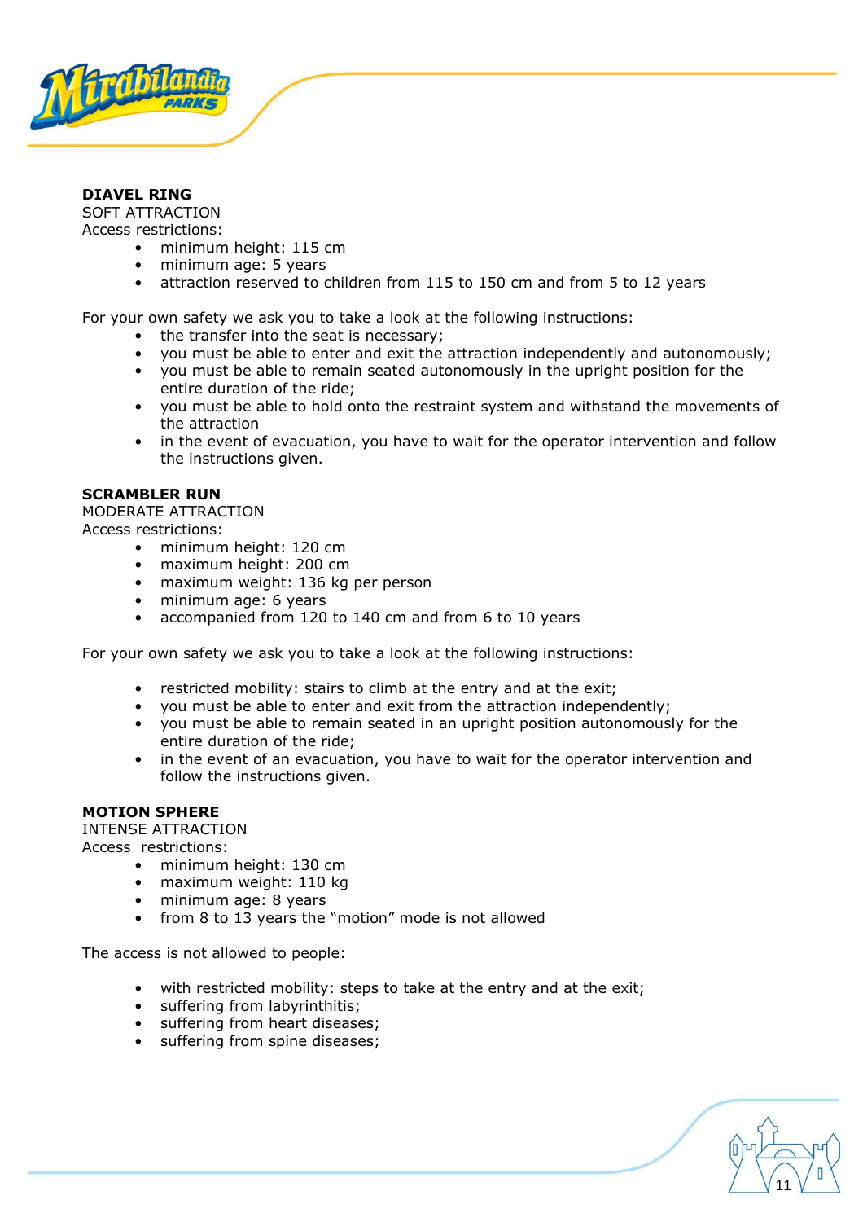**DIAVEL RING**

SOFT ATTRACTION

Access restrictions:

- minimum height: 115 cm
- minimum age: 5 years
- attraction reserved to children from 115 to 150 cm and from 5 to 12 years

For your own safety we ask you to take a look at the following instructions:

- the transfer into the seat is necessary;
- you must be able to enter and exit the attraction independently and autonomously;
- you must be able to remain seated autonomously in the upright position for the entire duration of the ride;
- you must be able to hold onto the restraint system and withstand the movements of the attraction
- in the event of evacuation, you have to wait for the operator intervention and follow the instructions given.

**SCRAMBLER RUN**

MODERATE ATTRACTION

Access restrictions:

- minimum height: 120 cm
- maximum height: 200 cm
- maximum weight: 136 kg per person
- minimum age: 6 years
- accompanied from 120 to 140 cm and from 6 to 10 years

For your own safety we ask you to take a look at the following instructions:

- restricted mobility: stairs to climb at the entry and at the exit;
- you must be able to enter and exit from the attraction independently;
- you must be able to remain seated in an upright position autonomously for the entire duration of the ride;
- in the event of an evacuation, you have to wait for the operator intervention and follow the instructions given.

**MOTION SPHERE**

INTENSE ATTRACTION

Access restrictions:

- minimum height: 130 cm
- maximum weight: 110 kg
- minimum age: 8 years
- from 8 to 13 years the "motion" mode is not allowed

The access is not allowed to people:

- with restricted mobility: steps to take at the entry and at the exit;
- suffering from labyrinthitis;
- suffering from heart diseases;
- suffering from spine diseases;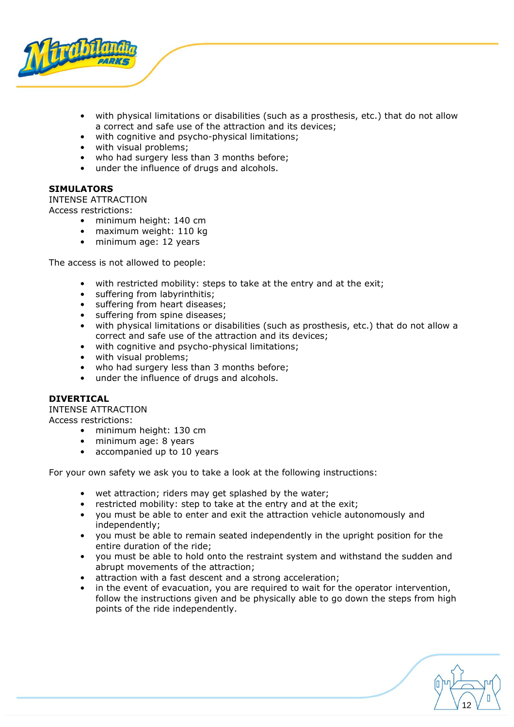- with physical limitations or disabilities (such as a prosthesis, etc.) that do not allow a correct and safe use of the attraction and its devices;
- with cognitive and psycho-physical limitations;
- with visual problems;
- who had surgery less than 3 months before;
- under the influence of drugs and alcohols.

**SIMULATORS**
INTENSE ATTRACTION
Access restrictions:

- minimum height: 140 cm
- maximum weight: 110 kg
- minimum age: 12 years

The access is not allowed to people:

- with restricted mobility: steps to take at the entry and at the exit;
- suffering from labyrinthitis;
- suffering from heart diseases;
- suffering from spine diseases;
- with physical limitations or disabilities (such as prosthesis, etc.) that do not allow a correct and safe use of the attraction and its devices;
- with cognitive and psycho-physical limitations;
- with visual problems;
- who had surgery less than 3 months before;
- under the influence of drugs and alcohols.

**DIVERTICAL**
INTENSE ATTRACTION
Access restrictions:

- minimum height: 130 cm
- minimum age: 8 years
- accompanied up to 10 years

For your own safety we ask you to take a look at the following instructions:

- wet attraction; riders may get splashed by the water;
- restricted mobility: step to take at the entry and at the exit;
- you must be able to enter and exit the attraction vehicle autonomously and independently;
- you must be able to remain seated independently in the upright position for the entire duration of the ride;
- you must be able to hold onto the restraint system and withstand the sudden and abrupt movements of the attraction;
- attraction with a fast descent and a strong acceleration;
- in the event of evacuation, you are required to wait for the operator intervention, follow the instructions given and be physically able to go down the steps from high points of the ride independently.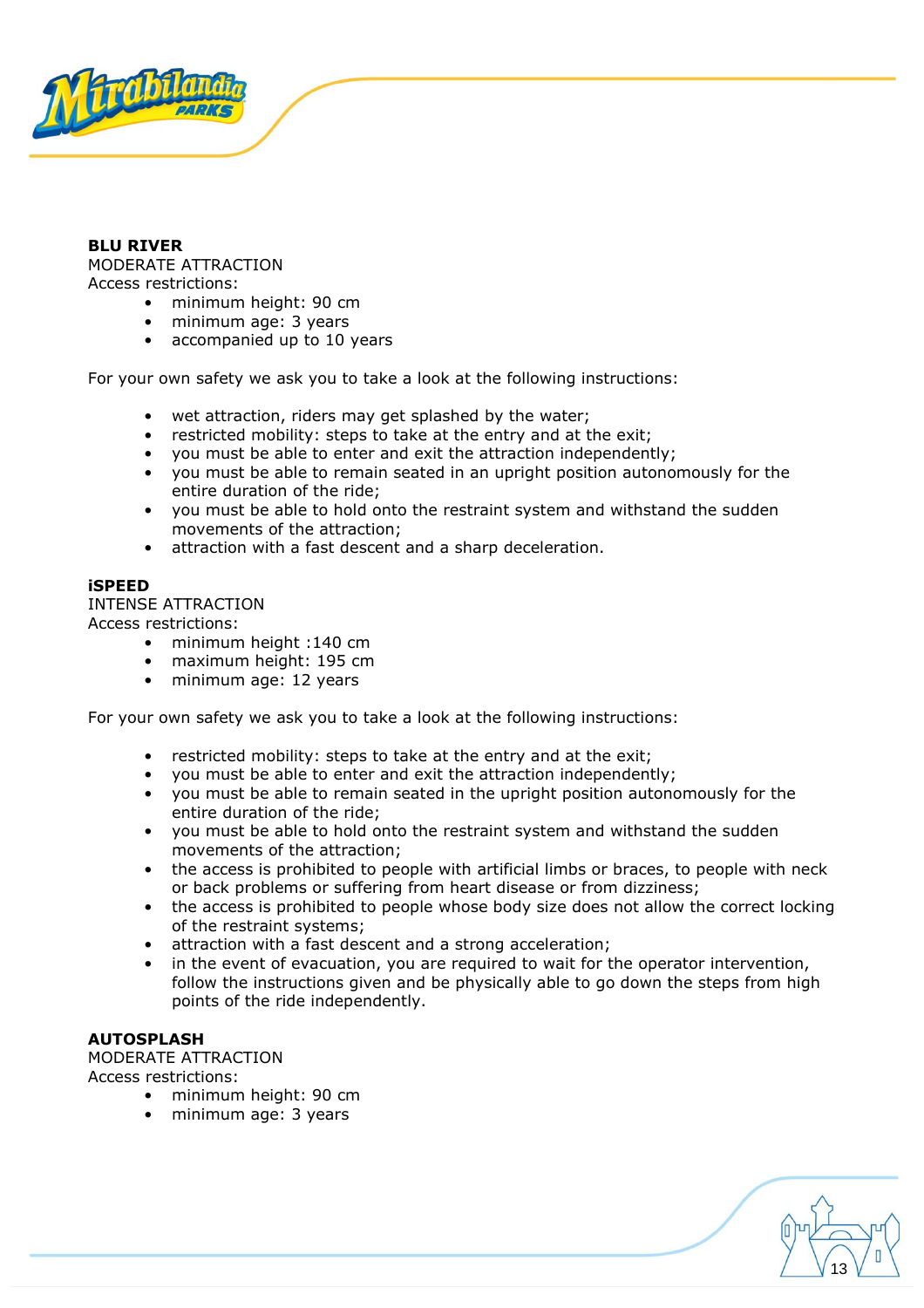**BLU RIVER**

MODERATE ATTRACTION

Access restrictions:

- minimum height: 90 cm
- minimum age: 3 years
- accompanied up to 10 years

For your own safety we ask you to take a look at the following instructions:

- wet attraction, riders may get splashed by the water;
- restricted mobility: steps to take at the entry and at the exit;
- you must be able to enter and exit the attraction independently;
- you must be able to remain seated in an upright position autonomously for the entire duration of the ride;
- you must be able to hold onto the restraint system and withstand the sudden movements of the attraction;
- attraction with a fast descent and a sharp deceleration.

**iSPEED**

INTENSE ATTRACTION

Access restrictions:

- minimum height :140 cm
- maximum height: 195 cm
- minimum age: 12 years

For your own safety we ask you to take a look at the following instructions:

- restricted mobility: steps to take at the entry and at the exit;
- you must be able to enter and exit the attraction independently;
- you must be able to remain seated in the upright position autonomously for the entire duration of the ride;
- you must be able to hold onto the restraint system and withstand the sudden movements of the attraction;
- the access is prohibited to people with artificial limbs or braces, to people with neck or back problems or suffering from heart disease or from dizziness;
- the access is prohibited to people whose body size does not allow the correct locking of the restraint systems;
- attraction with a fast descent and a strong acceleration;
- in the event of evacuation, you are required to wait for the operator intervention, follow the instructions given and be physically able to go down the steps from high points of the ride independently.

**AUTOSPLASH**

MODERATE ATTRACTION

Access restrictions:

- minimum height: 90 cm
- minimum age: 3 years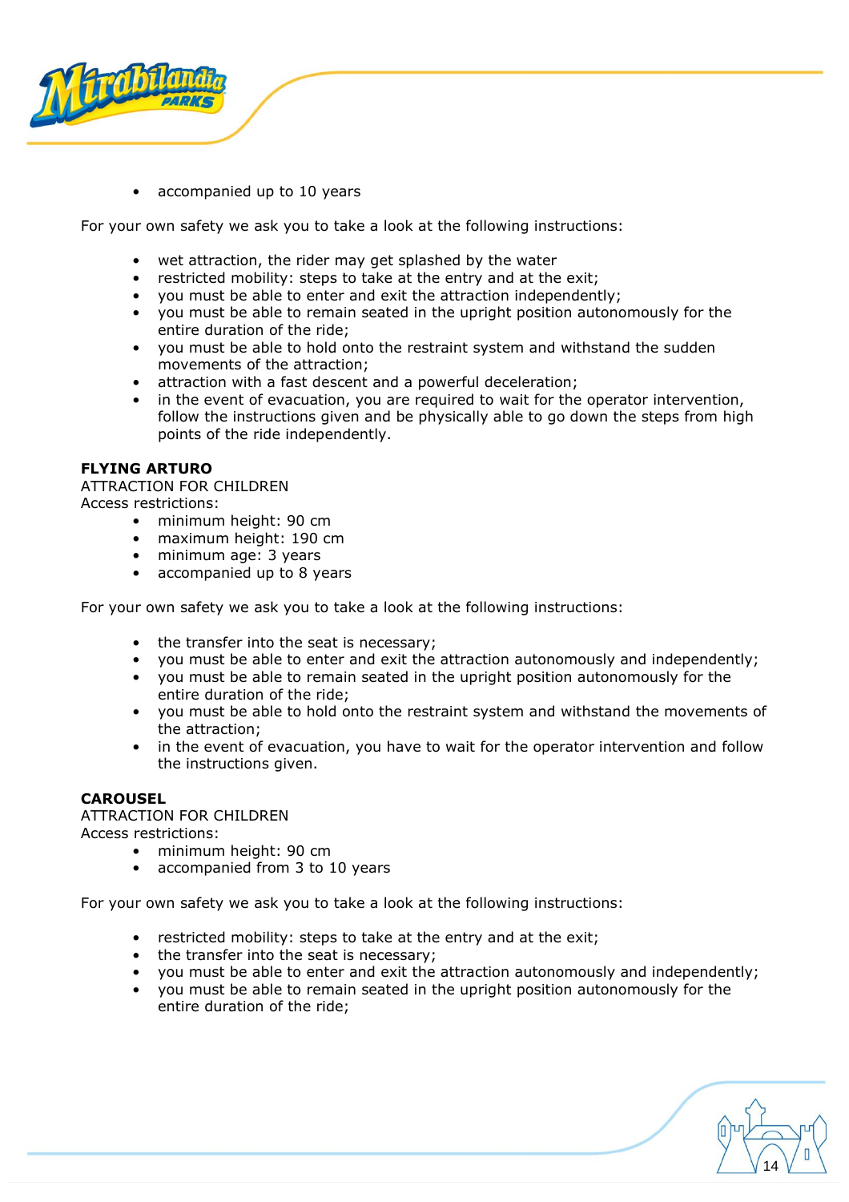- accompanied up to 10 years

For your own safety we ask you to take a look at the following instructions:

- wet attraction, the rider may get splashed by the water
- restricted mobility: steps to take at the entry and at the exit;
- you must be able to enter and exit the attraction independently;
- you must be able to remain seated in the upright position autonomously for the entire duration of the ride;
- you must be able to hold onto the restraint system and withstand the sudden movements of the attraction;
- attraction with a fast descent and a powerful deceleration;
- in the event of evacuation, you are required to wait for the operator intervention, follow the instructions given and be physically able to go down the steps from high points of the ride independently.

**FLYING ARTURO**

ATTRACTION FOR CHILDREN

Access restrictions:

- minimum height: 90 cm
- maximum height: 190 cm
- minimum age: 3 years
- accompanied up to 8 years

For your own safety we ask you to take a look at the following instructions:

- the transfer into the seat is necessary;
- you must be able to enter and exit the attraction autonomously and independently;
- you must be able to remain seated in the upright position autonomously for the entire duration of the ride;
- you must be able to hold onto the restraint system and withstand the movements of the attraction;
- in the event of evacuation, you have to wait for the operator intervention and follow the instructions given.

**CAROUSEL**

ATTRACTION FOR CHILDREN

Access restrictions:

- minimum height: 90 cm
- accompanied from 3 to 10 years

For your own safety we ask you to take a look at the following instructions:

- restricted mobility: steps to take at the entry and at the exit;
- the transfer into the seat is necessary;
- you must be able to enter and exit the attraction autonomously and independently;
- you must be able to remain seated in the upright position autonomously for the entire duration of the ride;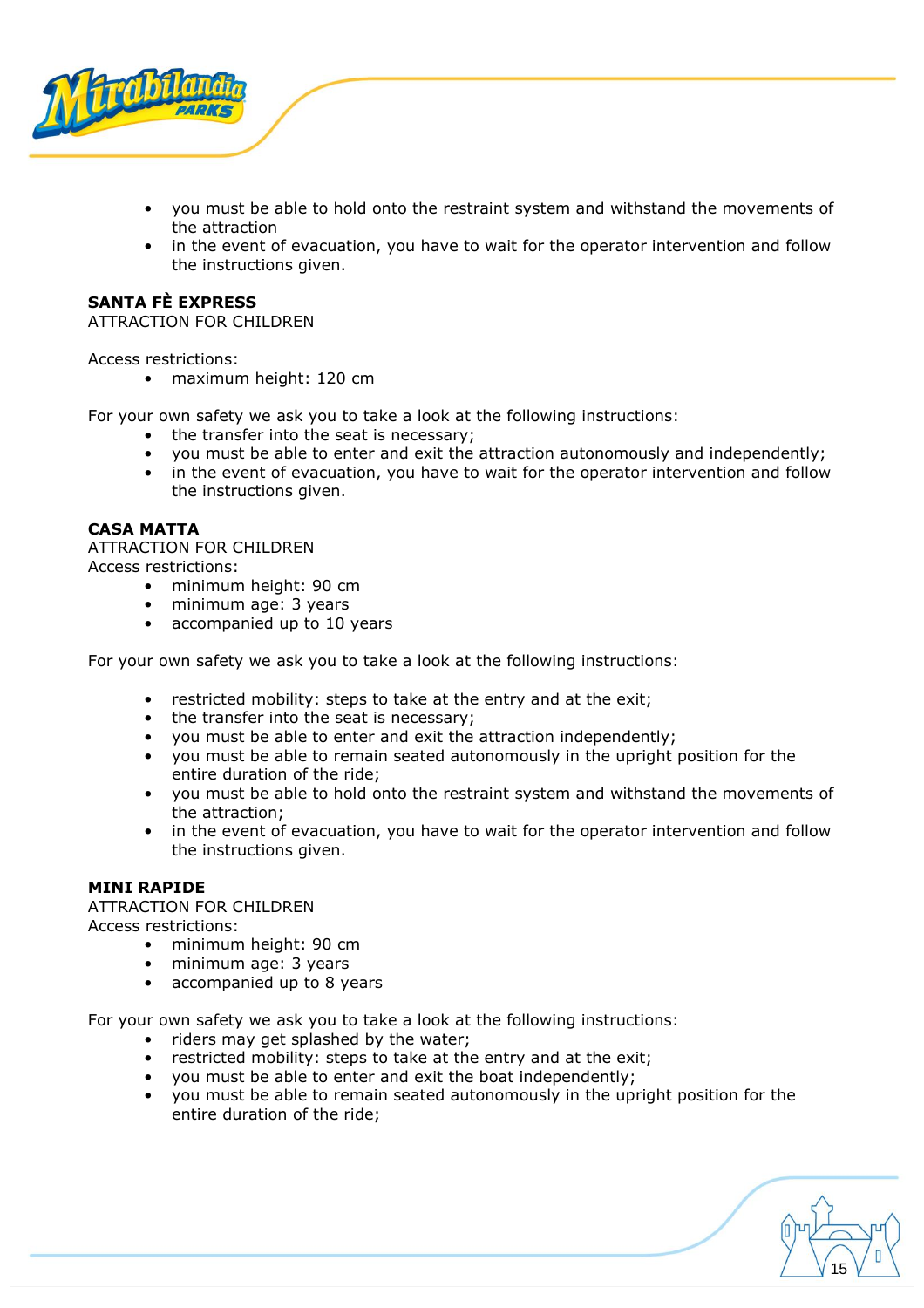- you must be able to hold onto the restraint system and withstand the movements of the attraction
- in the event of evacuation, you have to wait for the operator intervention and follow the instructions given.

**SANTA FÈ EXPRESS**
ATTRACTION FOR CHILDREN

Access restrictions:

- maximum height: 120 cm

For your own safety we ask you to take a look at the following instructions:

- the transfer into the seat is necessary;
- you must be able to enter and exit the attraction autonomously and independently;
- in the event of evacuation, you have to wait for the operator intervention and follow the instructions given.

**CASA MATTA**
ATTRACTION FOR CHILDREN
Access restrictions:

- minimum height: 90 cm
- minimum age: 3 years
- accompanied up to 10 years

For your own safety we ask you to take a look at the following instructions:

- restricted mobility: steps to take at the entry and at the exit;
- the transfer into the seat is necessary;
- you must be able to enter and exit the attraction independently;
- you must be able to remain seated autonomously in the upright position for the entire duration of the ride;
- you must be able to hold onto the restraint system and withstand the movements of the attraction;
- in the event of evacuation, you have to wait for the operator intervention and follow the instructions given.

**MINI RAPIDE**
ATTRACTION FOR CHILDREN
Access restrictions:

- minimum height: 90 cm
- minimum age: 3 years
- accompanied up to 8 years

For your own safety we ask you to take a look at the following instructions:

- riders may get splashed by the water;
- restricted mobility: steps to take at the entry and at the exit;
- you must be able to enter and exit the boat independently;
- you must be able to remain seated autonomously in the upright position for the entire duration of the ride;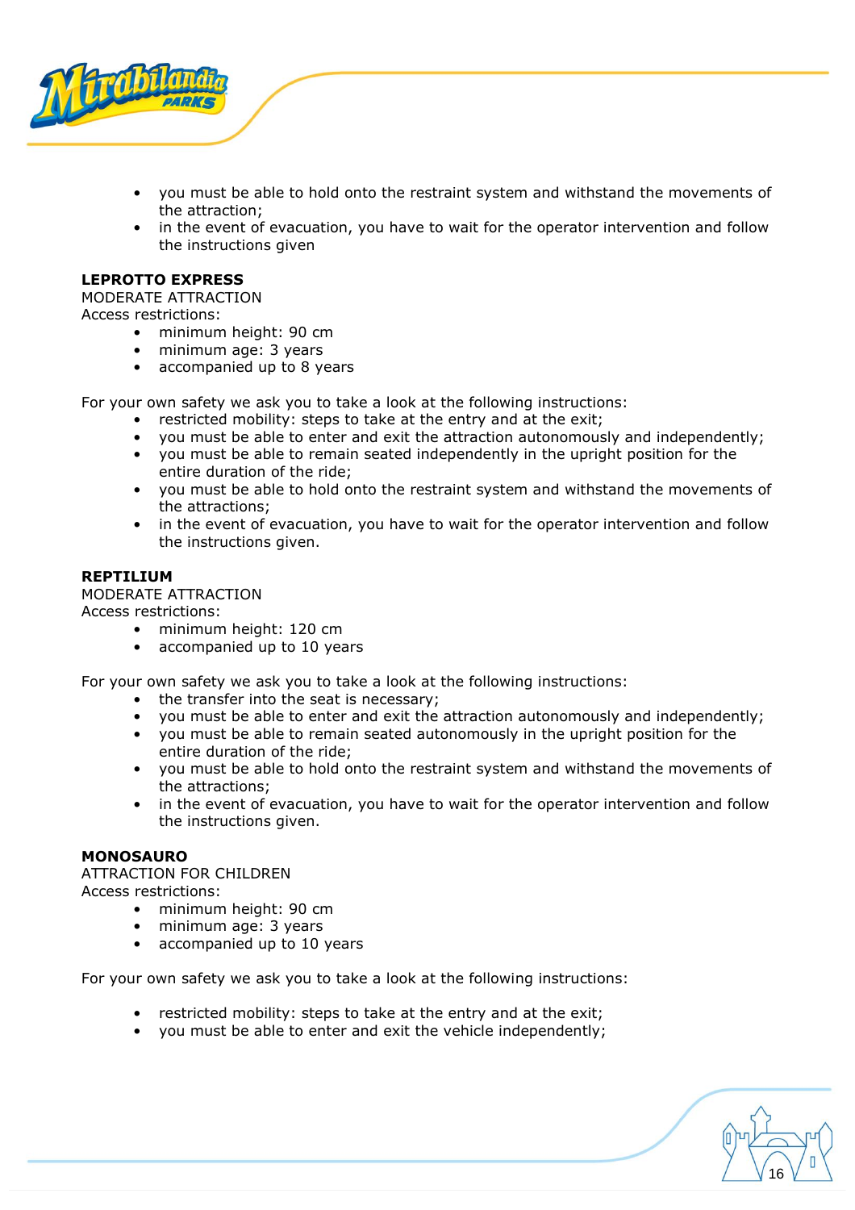- you must be able to hold onto the restraint system and withstand the movements of the attraction;
- in the event of evacuation, you have to wait for the operator intervention and follow the instructions given

**LEPROTTO EXPRESS**
MODERATE ATTRACTION
Access restrictions:

- minimum height: 90 cm
- minimum age: 3 years
- accompanied up to 8 years

For your own safety we ask you to take a look at the following instructions:

- restricted mobility: steps to take at the entry and at the exit;
- you must be able to enter and exit the attraction autonomously and independently;
- you must be able to remain seated independently in the upright position for the entire duration of the ride;
- you must be able to hold onto the restraint system and withstand the movements of the attractions;
- in the event of evacuation, you have to wait for the operator intervention and follow the instructions given.

**REPTILIUM**
MODERATE ATTRACTION
Access restrictions:

- minimum height: 120 cm
- accompanied up to 10 years

For your own safety we ask you to take a look at the following instructions:

- the transfer into the seat is necessary;
- you must be able to enter and exit the attraction autonomously and independently;
- you must be able to remain seated autonomously in the upright position for the entire duration of the ride;
- you must be able to hold onto the restraint system and withstand the movements of the attractions;
- in the event of evacuation, you have to wait for the operator intervention and follow the instructions given.

**MONOSAURO**
ATTRACTION FOR CHILDREN
Access restrictions:

- minimum height: 90 cm
- minimum age: 3 years
- accompanied up to 10 years

For your own safety we ask you to take a look at the following instructions:

- restricted mobility: steps to take at the entry and at the exit;
- you must be able to enter and exit the vehicle independently;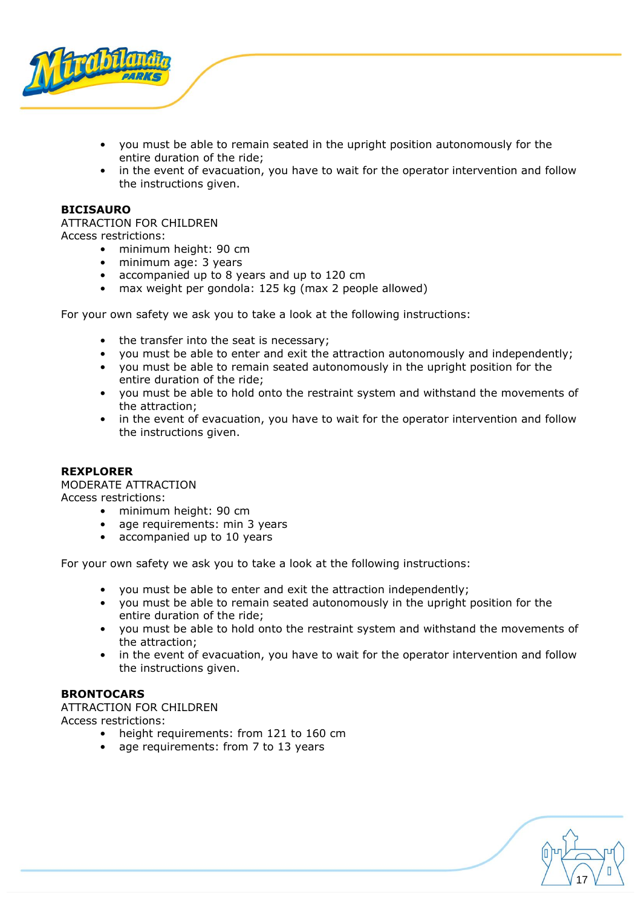- you must be able to remain seated in the upright position autonomously for the entire duration of the ride;
- in the event of evacuation, you have to wait for the operator intervention and follow the instructions given.

**BICISAURO**
ATTRACTION FOR CHILDREN
Access restrictions:

- minimum height: 90 cm
- minimum age: 3 years
- accompanied up to 8 years and up to 120 cm
- max weight per gondola: 125 kg (max 2 people allowed)

For your own safety we ask you to take a look at the following instructions:

- the transfer into the seat is necessary;
- you must be able to enter and exit the attraction autonomously and independently;
- you must be able to remain seated autonomously in the upright position for the entire duration of the ride;
- you must be able to hold onto the restraint system and withstand the movements of the attraction;
- in the event of evacuation, you have to wait for the operator intervention and follow the instructions given.

**REXPLORER**
MODERATE ATTRACTION
Access restrictions:

- minimum height: 90 cm
- age requirements: min 3 years
- accompanied up to 10 years

For your own safety we ask you to take a look at the following instructions:

- you must be able to enter and exit the attraction independently;
- you must be able to remain seated autonomously in the upright position for the entire duration of the ride;
- you must be able to hold onto the restraint system and withstand the movements of the attraction;
- in the event of evacuation, you have to wait for the operator intervention and follow the instructions given.

**BRONTOCARS**
ATTRACTION FOR CHILDREN
Access restrictions:

- height requirements: from 121 to 160 cm
- age requirements: from 7 to 13 years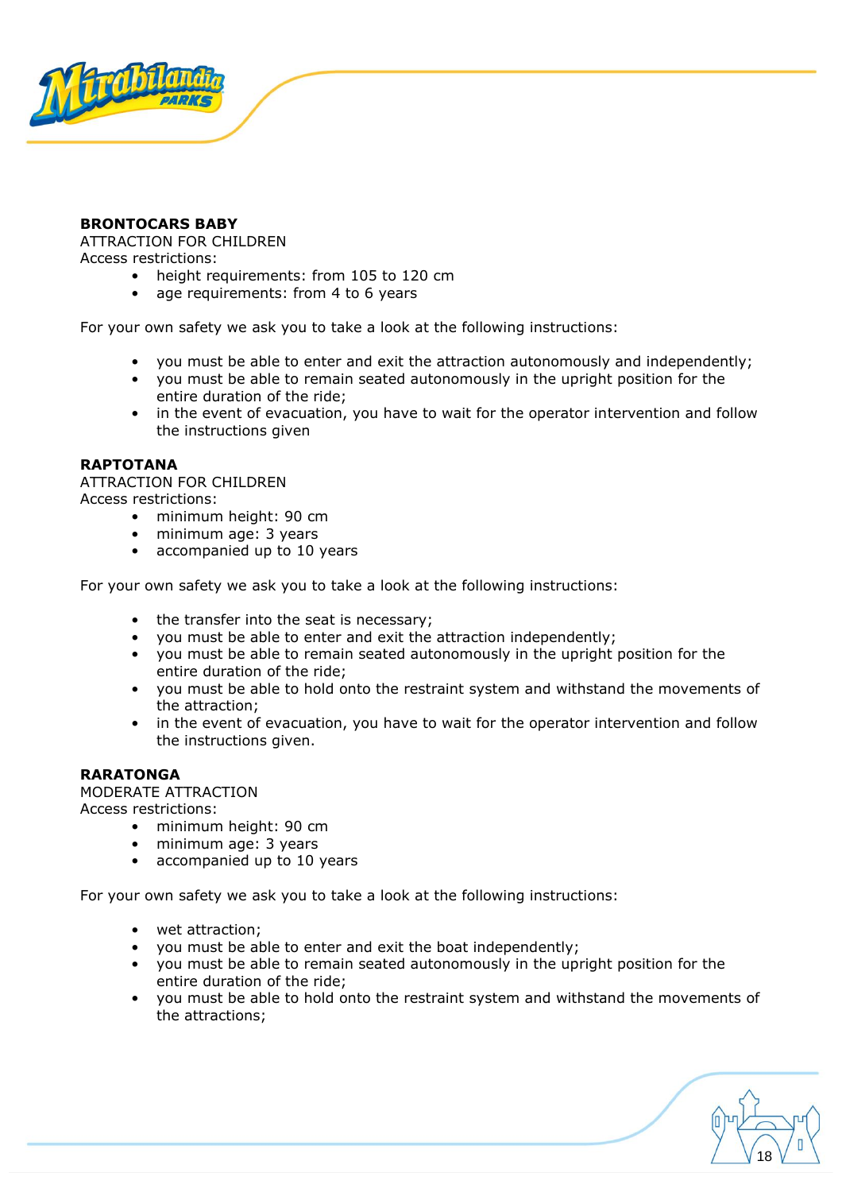**BRONTOCARS BABY**
ATTRACTION FOR CHILDREN
Access restrictions:

- height requirements: from 105 to 120 cm
- age requirements: from 4 to 6 years

For your own safety we ask you to take a look at the following instructions:

- you must be able to enter and exit the attraction autonomously and independently;
- you must be able to remain seated autonomously in the upright position for the entire duration of the ride;
- in the event of evacuation, you have to wait for the operator intervention and follow the instructions given

**RAPTOTANA**
ATTRACTION FOR CHILDREN
Access restrictions:

- minimum height: 90 cm
- minimum age: 3 years
- accompanied up to 10 years

For your own safety we ask you to take a look at the following instructions:

- the transfer into the seat is necessary;
- you must be able to enter and exit the attraction independently;
- you must be able to remain seated autonomously in the upright position for the entire duration of the ride;
- you must be able to hold onto the restraint system and withstand the movements of the attraction;
- in the event of evacuation, you have to wait for the operator intervention and follow the instructions given.

**RARATONGA**
MODERATE ATTRACTION
Access restrictions:

- minimum height: 90 cm
- minimum age: 3 years
- accompanied up to 10 years

For your own safety we ask you to take a look at the following instructions:

- wet attraction;
- you must be able to enter and exit the boat independently;
- you must be able to remain seated autonomously in the upright position for the entire duration of the ride;
- you must be able to hold onto the restraint system and withstand the movements of the attractions;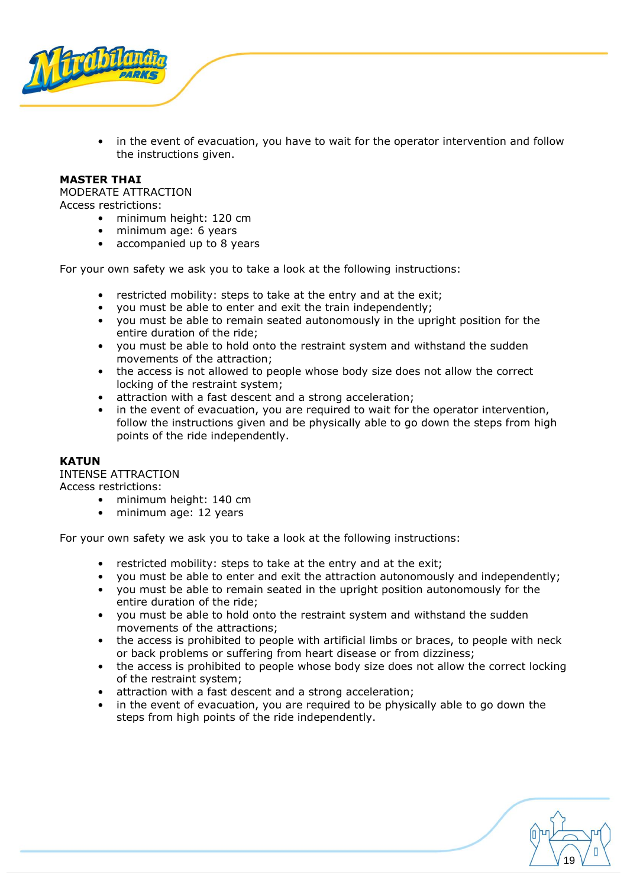- in the event of evacuation, you have to wait for the operator intervention and follow the instructions given.

**MASTER THAI**
MODERATE ATTRACTION
Access restrictions:

- minimum height: 120 cm
- minimum age: 6 years
- accompanied up to 8 years

For your own safety we ask you to take a look at the following instructions:

- restricted mobility: steps to take at the entry and at the exit;
- you must be able to enter and exit the train independently;
- you must be able to remain seated autonomously in the upright position for the entire duration of the ride;
- you must be able to hold onto the restraint system and withstand the sudden movements of the attraction;
- the access is not allowed to people whose body size does not allow the correct locking of the restraint system;
- attraction with a fast descent and a strong acceleration;
- in the event of evacuation, you are required to wait for the operator intervention, follow the instructions given and be physically able to go down the steps from high points of the ride independently.

**KATUN**
INTENSE ATTRACTION
Access restrictions:

- minimum height: 140 cm
- minimum age: 12 years

For your own safety we ask you to take a look at the following instructions:

- restricted mobility: steps to take at the entry and at the exit;
- you must be able to enter and exit the attraction autonomously and independently;
- you must be able to remain seated in the upright position autonomously for the entire duration of the ride;
- you must be able to hold onto the restraint system and withstand the sudden movements of the attractions;
- the access is prohibited to people with artificial limbs or braces, to people with neck or back problems or suffering from heart disease or from dizziness;
- the access is prohibited to people whose body size does not allow the correct locking of the restraint system;
- attraction with a fast descent and a strong acceleration;
- in the event of evacuation, you are required to be physically able to go down the steps from high points of the ride independently.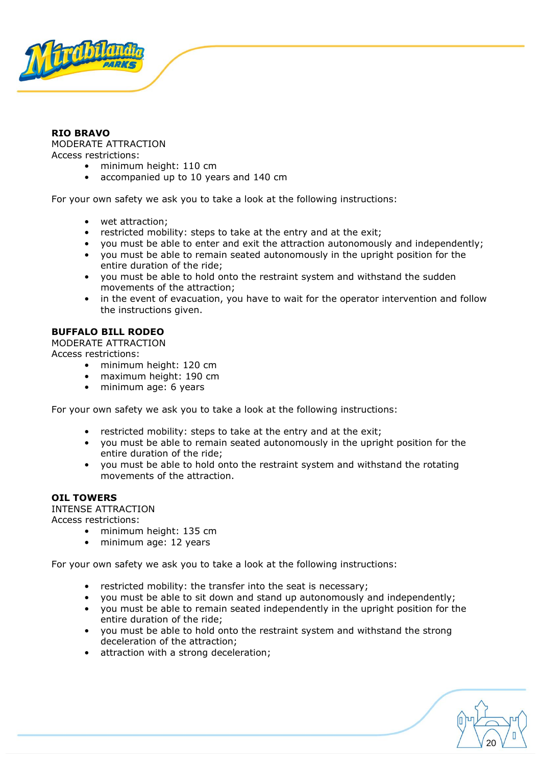**RIO BRAVO**
MODERATE ATTRACTION
Access restrictions:

- minimum height: 110 cm
- accompanied up to 10 years and 140 cm

For your own safety we ask you to take a look at the following instructions:

- wet attraction;
- restricted mobility: steps to take at the entry and at the exit;
- you must be able to enter and exit the attraction autonomously and independently;
- you must be able to remain seated autonomously in the upright position for the entire duration of the ride;
- you must be able to hold onto the restraint system and withstand the sudden movements of the attraction;
- in the event of evacuation, you have to wait for the operator intervention and follow the instructions given.

**BUFFALO BILL RODEO**
MODERATE ATTRACTION
Access restrictions:

- minimum height: 120 cm
- maximum height: 190 cm
- minimum age: 6 years

For your own safety we ask you to take a look at the following instructions:

- restricted mobility: steps to take at the entry and at the exit;
- you must be able to remain seated autonomously in the upright position for the entire duration of the ride;
- you must be able to hold onto the restraint system and withstand the rotating movements of the attraction.

**OIL TOWERS**
INTENSE ATTRACTION
Access restrictions:

- minimum height: 135 cm
- minimum age: 12 years

For your own safety we ask you to take a look at the following instructions:

- restricted mobility: the transfer into the seat is necessary;
- you must be able to sit down and stand up autonomously and independently;
- you must be able to remain seated independently in the upright position for the entire duration of the ride;
- you must be able to hold onto the restraint system and withstand the strong deceleration of the attraction;
- attraction with a strong deceleration;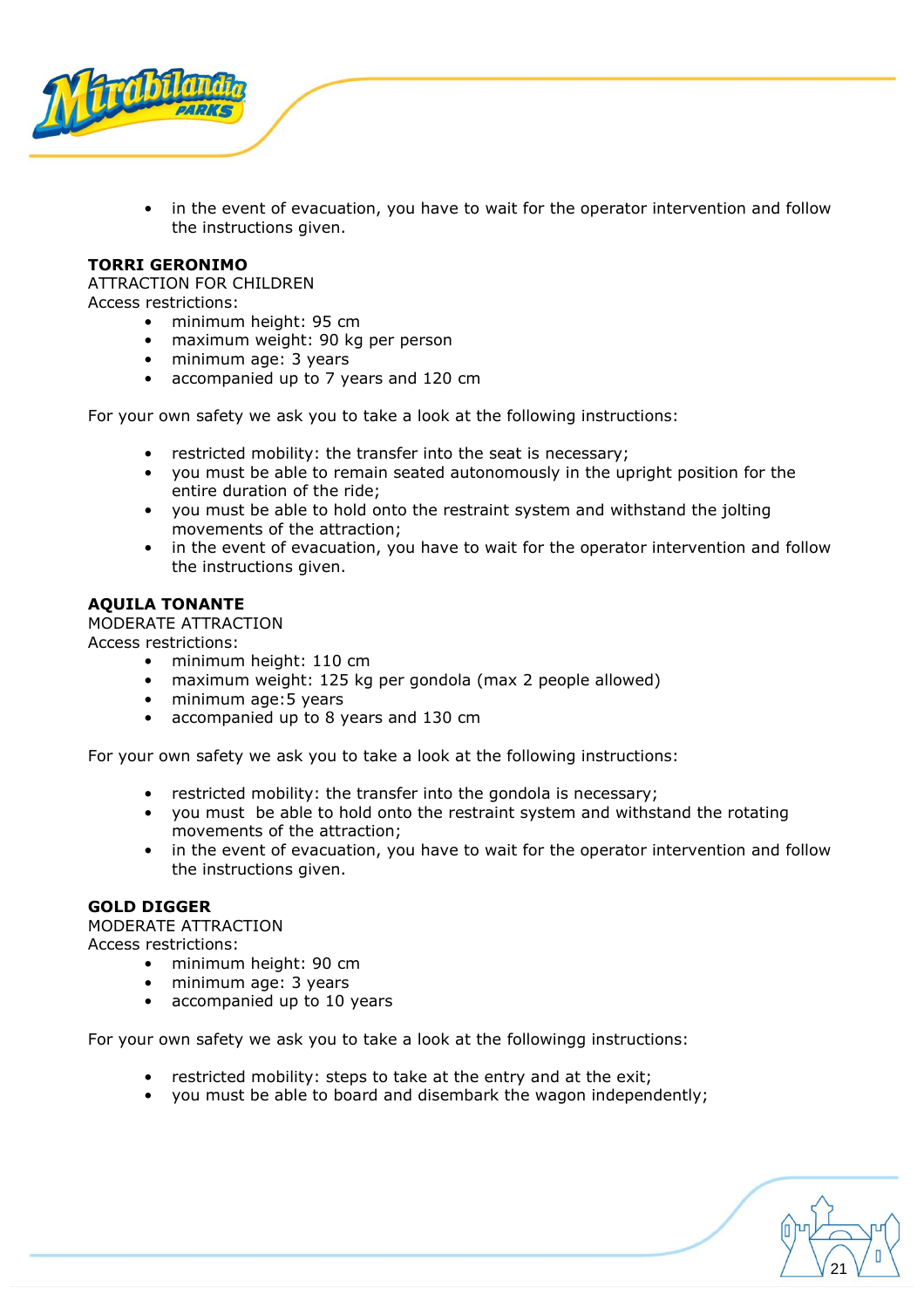- in the event of evacuation, you have to wait for the operator intervention and follow the instructions given.

**TORRI GERONIMO**

ATTRACTION FOR CHILDREN

Access restrictions:

- minimum height: 95 cm
- maximum weight: 90 kg per person
- minimum age: 3 years
- accompanied up to 7 years and 120 cm

For your own safety we ask you to take a look at the following instructions:

- restricted mobility: the transfer into the seat is necessary;
- you must be able to remain seated autonomously in the upright position for the entire duration of the ride;
- you must be able to hold onto the restraint system and withstand the jolting movements of the attraction;
- in the event of evacuation, you have to wait for the operator intervention and follow the instructions given.

**AQUILA TONANTE**

MODERATE ATTRACTION

Access restrictions:

- minimum height: 110 cm
- maximum weight: 125 kg per gondola (max 2 people allowed)
- minimum age:5 years
- accompanied up to 8 years and 130 cm

For your own safety we ask you to take a look at the following instructions:

- restricted mobility: the transfer into the gondola is necessary;
- you must be able to hold onto the restraint system and withstand the rotating movements of the attraction;
- in the event of evacuation, you have to wait for the operator intervention and follow the instructions given.

**GOLD DIGGER**

MODERATE ATTRACTION

Access restrictions:

- minimum height: 90 cm
- minimum age: 3 years
- accompanied up to 10 years

For your own safety we ask you to take a look at the followingg instructions:

- restricted mobility: steps to take at the entry and at the exit;
- you must be able to board and disembark the wagon independently;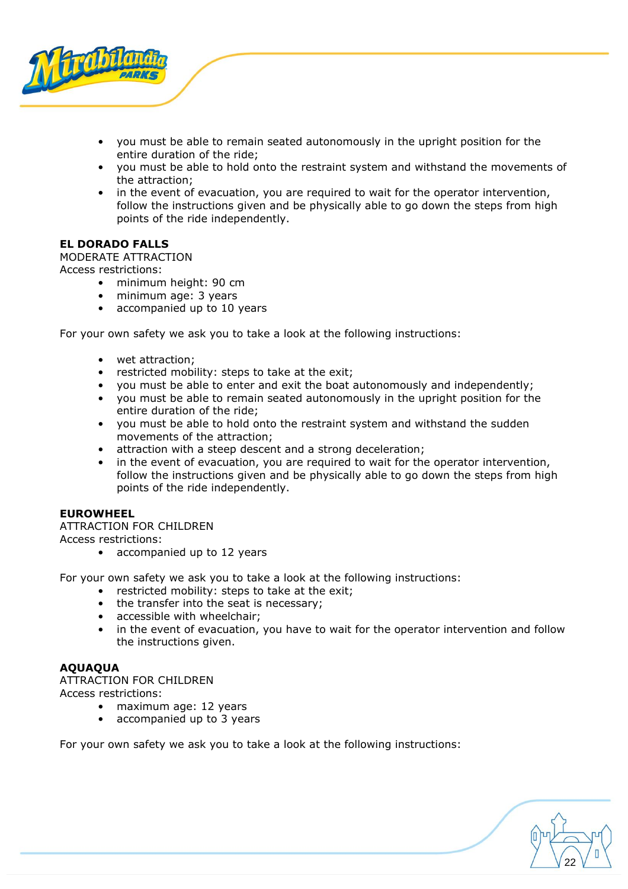- you must be able to remain seated autonomously in the upright position for the entire duration of the ride;
- you must be able to hold onto the restraint system and withstand the movements of the attraction;
- in the event of evacuation, you are required to wait for the operator intervention, follow the instructions given and be physically able to go down the steps from high points of the ride independently.

**EL DORADO FALLS**
MODERATE ATTRACTION
Access restrictions:

- minimum height: 90 cm
- minimum age: 3 years
- accompanied up to 10 years

For your own safety we ask you to take a look at the following instructions:

- wet attraction;
- restricted mobility: steps to take at the exit;
- you must be able to enter and exit the boat autonomously and independently;
- you must be able to remain seated autonomously in the upright position for the entire duration of the ride;
- you must be able to hold onto the restraint system and withstand the sudden movements of the attraction;
- attraction with a steep descent and a strong deceleration;
- in the event of evacuation, you are required to wait for the operator intervention, follow the instructions given and be physically able to go down the steps from high points of the ride independently.

**EUROWHEEL**
ATTRACTION FOR CHILDREN
Access restrictions:

- accompanied up to 12 years

For your own safety we ask you to take a look at the following instructions:

- restricted mobility: steps to take at the exit;
- the transfer into the seat is necessary;
- accessible with wheelchair;
- in the event of evacuation, you have to wait for the operator intervention and follow the instructions given.

**AQUAQUA**
ATTRACTION FOR CHILDREN
Access restrictions:

- maximum age: 12 years
- accompanied up to 3 years

For your own safety we ask you to take a look at the following instructions: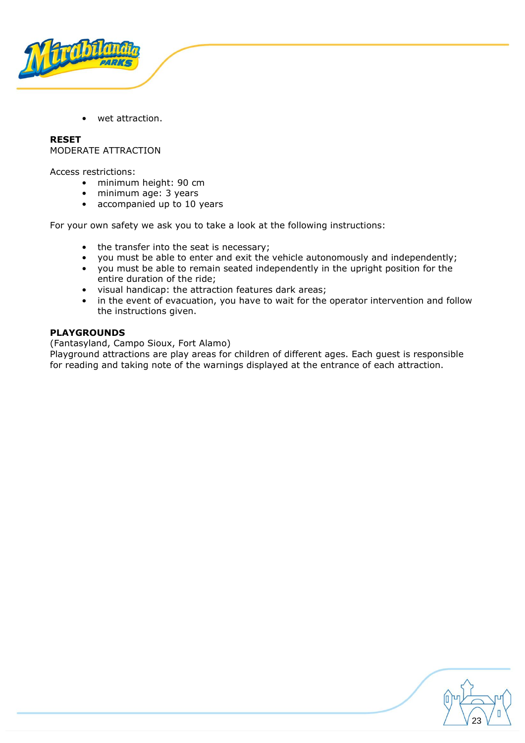- wet attraction.

**RESET**
MODERATE ATTRACTION

Access restrictions:

- minimum height: 90 cm
- minimum age: 3 years
- accompanied up to 10 years

For your own safety we ask you to take a look at the following instructions:

- the transfer into the seat is necessary;
- you must be able to enter and exit the vehicle autonomously and independently;
- you must be able to remain seated independently in the upright position for the entire duration of the ride;
- visual handicap: the attraction features dark areas;
- in the event of evacuation, you have to wait for the operator intervention and follow the instructions given.

**PLAYGROUNDS**
(Fantasyland, Campo Sioux, Fort Alamo)
Playground attractions are play areas for children of different ages. Each guest is responsible for reading and taking note of the warnings displayed at the entrance of each attraction.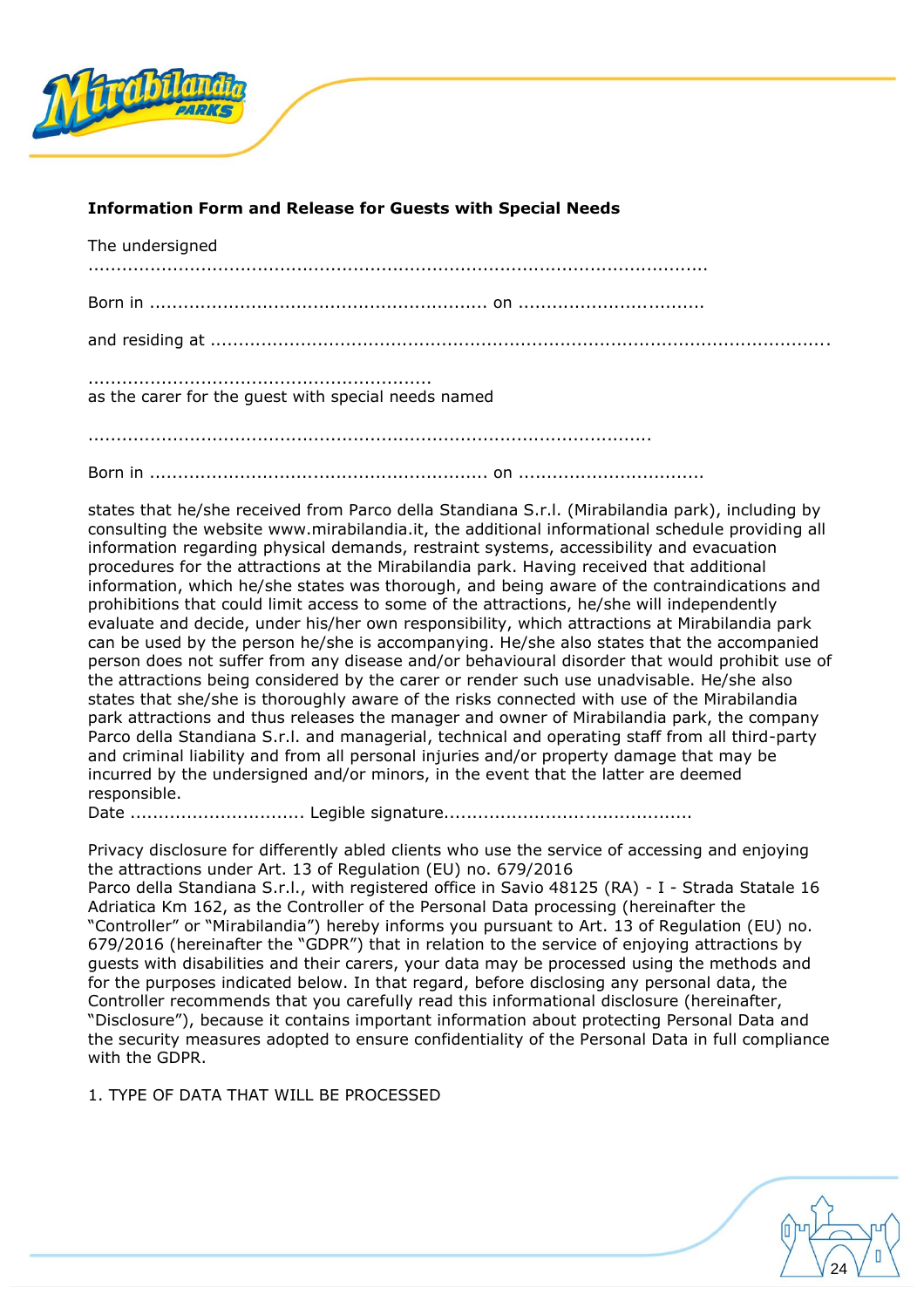**Information Form and Release for Guests with Special Needs**

The undersigned
..............................................................................................................

Born in ............................................................ on .................................

and residing at ..............................................................................................................

............................................................
as the carer for the guest with special needs named

....................................................................................................

Born in ............................................................ on .................................

states that he/she received from Parco della Standiana S.r.l. (Mirabilandia park), including by consulting the website www.mirabilandia.it, the additional informational schedule providing all information regarding physical demands, restraint systems, accessibility and evacuation procedures for the attractions at the Mirabilandia park. Having received that additional information, which he/she states was thorough, and being aware of the contraindications and prohibitions that could limit access to some of the attractions, he/she will independently evaluate and decide, under his/her own responsibility, which attractions at Mirabilandia park can be used by the person he/she is accompanying. He/She also states that the accompanied person does not suffer from any disease and/or behavioural disorder that would prohibit use of the attractions being considered by the carer or render such use unadvisable. He/she also states that she/she is thoroughly aware of the risks connected with use of the Mirabilandia park attractions and thus releases the manager and owner of Mirabilandia park, the company Parco della Standiana S.r.l. and managerial, technical and operating staff from all third-party and criminal liability and from all personal injuries and/or property damage that may be incurred by the undersigned and/or minors, in the event that the latter are deemed responsible.
Date ............................... Legible signature...........................................

Privacy disclosure for differently abled clients who use the service of accessing and enjoying the attractions under Art. 13 of Regulation (EU) no. 679/2016
Parco della Standiana S.r.l., with registered office in Savio 48125 (RA) - I - Strada Statale 16 Adriatica Km 162, as the Controller of the Personal Data processing (hereinafter the "Controller" or "Mirabilandia") hereby informs you pursuant to Art. 13 of Regulation (EU) no. 679/2016 (hereinafter the "GDPR") that in relation to the service of enjoying attractions by guests with disabilities and their carers, your data may be processed using the methods and for the purposes indicated below. In that regard, before disclosing any personal data, the Controller recommends that you carefully read this informational disclosure (hereinafter, "Disclosure"), because it contains important information about protecting Personal Data and the security measures adopted to ensure confidentiality of the Personal Data in full compliance with the GDPR.

1. TYPE OF DATA THAT WILL BE PROCESSED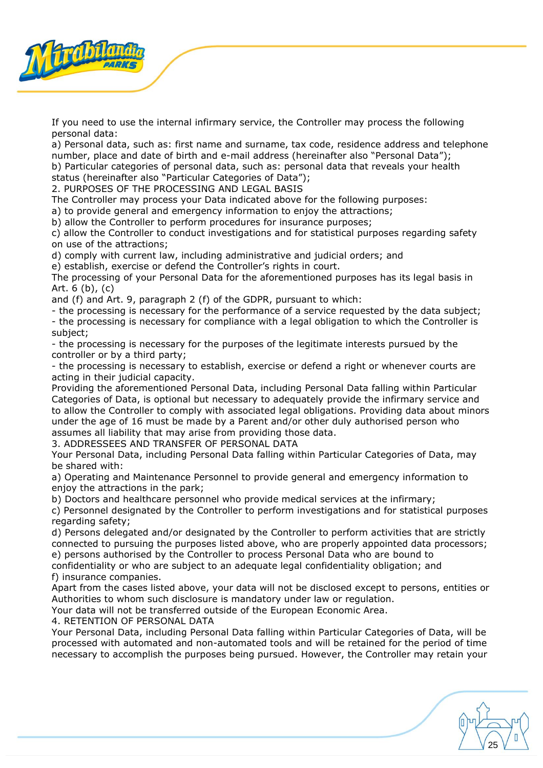If you need to use the internal infirmary service, the Controller may process the following personal data:

a) Personal data, such as: first name and surname, tax code, residence address and telephone number, place and date of birth and e-mail address (hereinafter also "Personal Data");

b) Particular categories of personal data, such as: personal data that reveals your health status (hereinafter also "Particular Categories of Data");

## 2. PURPOSES OF THE PROCESSING AND LEGAL BASIS

The Controller may process your Data indicated above for the following purposes:

a) to provide general and emergency information to enjoy the attractions;

b) allow the Controller to perform procedures for insurance purposes;

c) allow the Controller to conduct investigations and for statistical purposes regarding safety on use of the attractions;

d) comply with current law, including administrative and judicial orders; and

e) establish, exercise or defend the Controller's rights in court.

The processing of your Personal Data for the aforementioned purposes has its legal basis in Art. 6 (b), (c) and (f) and Art. 9, paragraph 2 (f) of the GDPR, pursuant to which:

- the processing is necessary for the performance of a service requested by the data subject;
- the processing is necessary for compliance with a legal obligation to which the Controller is subject;
- the processing is necessary for the purposes of the legitimate interests pursued by the controller or by a third party;
- the processing is necessary to establish, exercise or defend a right or whenever courts are acting in their judicial capacity.

Providing the aforementioned Personal Data, including Personal Data falling within Particular Categories of Data, is optional but necessary to adequately provide the infirmary service and to allow the Controller to comply with associated legal obligations. Providing data about minors under the age of 16 must be made by a Parent and/or other duly authorised person who assumes all liability that may arise from providing those data.

## 3. ADDRESSEES AND TRANSFER OF PERSONAL DATA

Your Personal Data, including Personal Data falling within Particular Categories of Data, may be shared with:

a) Operating and Maintenance Personnel to provide general and emergency information to enjoy the attractions in the park;

b) Doctors and healthcare personnel who provide medical services at the infirmary;

c) Personnel designated by the Controller to perform investigations and for statistical purposes regarding safety;

d) Persons delegated and/or designated by the Controller to perform activities that are strictly connected to pursuing the purposes listed above, who are properly appointed data processors;

e) persons authorised by the Controller to process Personal Data who are bound to confidentiality or who are subject to an adequate legal confidentiality obligation; and

f) insurance companies.

Apart from the cases listed above, your data will not be disclosed except to persons, entities or Authorities to whom such disclosure is mandatory under law or regulation.

Your data will not be transferred outside of the European Economic Area.

## 4. RETENTION OF PERSONAL DATA

Your Personal Data, including Personal Data falling within Particular Categories of Data, will be processed with automated and non-automated tools and will be retained for the period of time necessary to accomplish the purposes being pursued. However, the Controller may retain your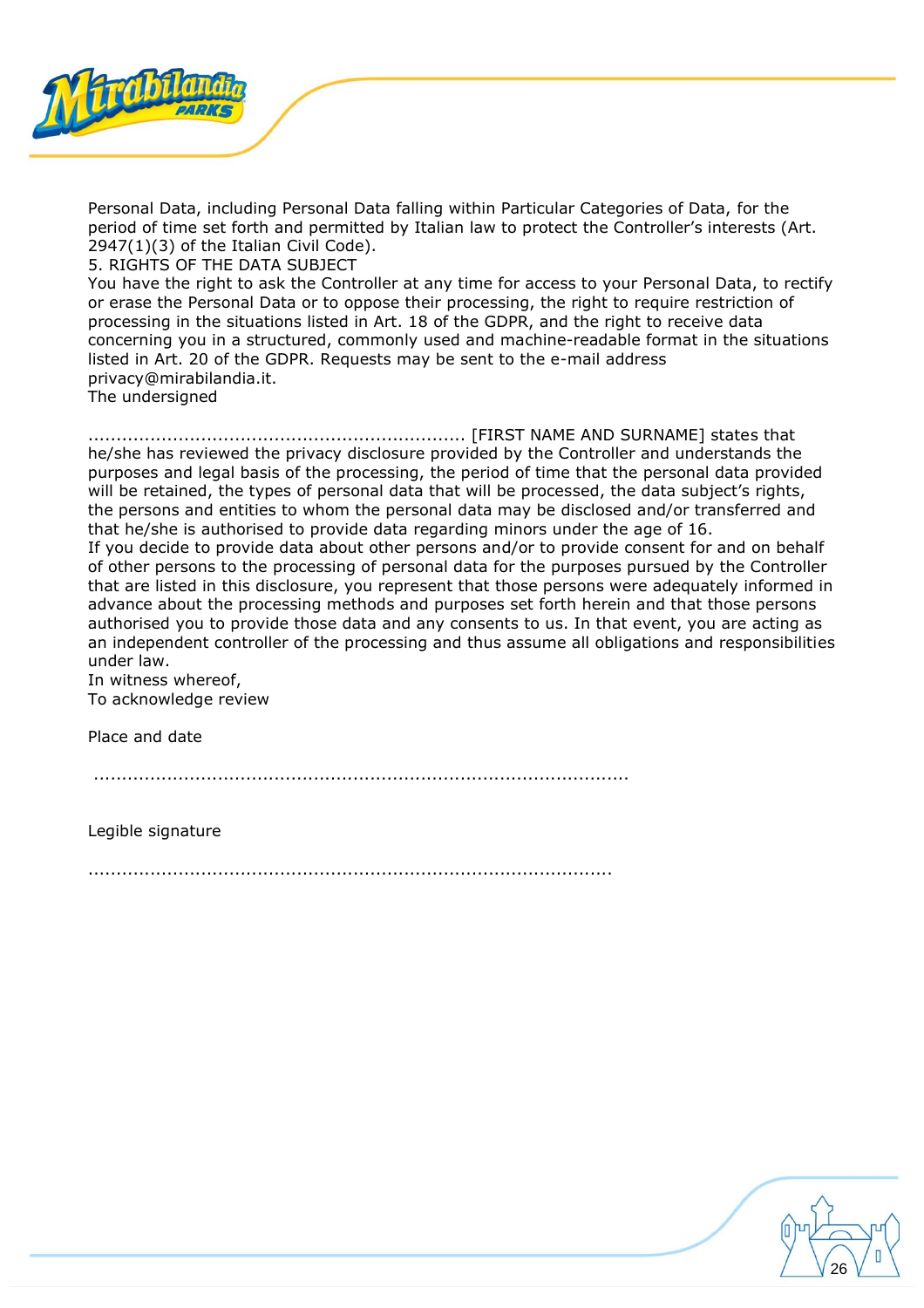Personal Data, including Personal Data falling within Particular Categories of Data, for the period of time set forth and permitted by Italian law to protect the Controller's interests (Art. 2947(1)(3) of the Italian Civil Code).

5. RIGHTS OF THE DATA SUBJECT

You have the right to ask the Controller at any time for access to your Personal Data, to rectify or erase the Personal Data or to oppose their processing, the right to require restriction of processing in the situations listed in Art. 18 of the GDPR, and the right to receive data concerning you in a structured, commonly used and machine-readable format in the situations listed in Art. 20 of the GDPR. Requests may be sent to the e-mail address privacy@mirabilandia.it.

The undersigned

.................................................................. [FIRST NAME AND SURNAME] states that he/she has reviewed the privacy disclosure provided by the Controller and understands the purposes and legal basis of the processing, the period of time that the personal data provided will be retained, the types of personal data that will be processed, the data subject's rights, the persons and entities to whom the personal data may be disclosed and/or transferred and that he/she is authorised to provide data regarding minors under the age of 16.

If you decide to provide data about other persons and/or to provide consent for and on behalf of other persons to the processing of personal data for the purposes pursued by the Controller that are listed in this disclosure, you represent that those persons were adequately informed in advance about the processing methods and purposes set forth herein and that those persons authorised you to provide those data and any consents to us. In that event, you are acting as an independent controller of the processing and thus assume all obligations and responsibilities under law.

In witness whereof,

To acknowledge review

Place and date

..............................................................................................

Legible signature

..............................................................................................